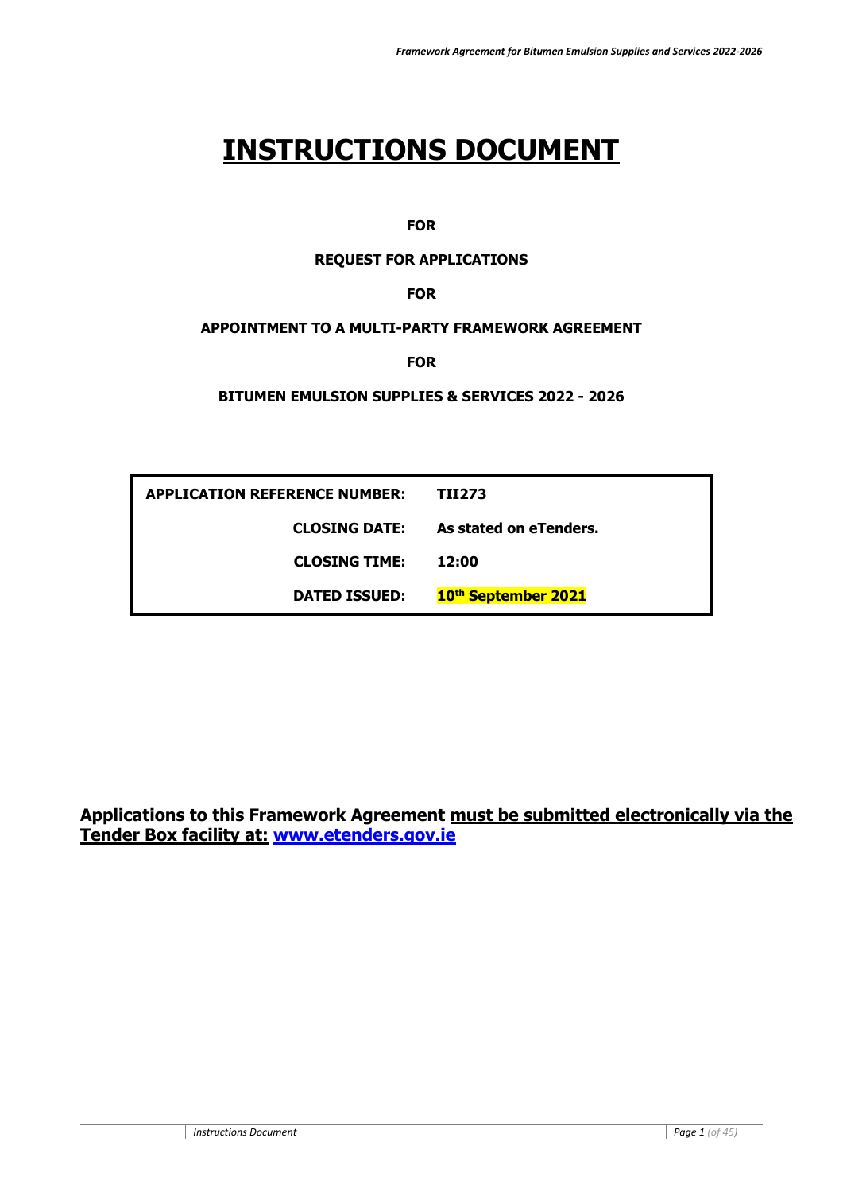# INSTRUCTIONS DOCUMENT

**FOR**

**REQUEST FOR APPLICATIONS**

**FOR**

**APPOINTMENT TO A MULTI-PARTY FRAMEWORK AGREEMENT**

**FOR**

**BITUMEN EMULSION SUPPLIES & SERVICES 2022 - 2026**

| | |
|---|---|
| **APPLICATION REFERENCE NUMBER:** | **TII273** |
| **CLOSING DATE:** | **As stated on eTenders.** |
| **CLOSING TIME:** | **12:00** |
| **DATED ISSUED:** | **10th September 2021** |

**Applications to this Framework Agreement must be submitted electronically via the Tender Box facility at: www.etenders.gov.ie**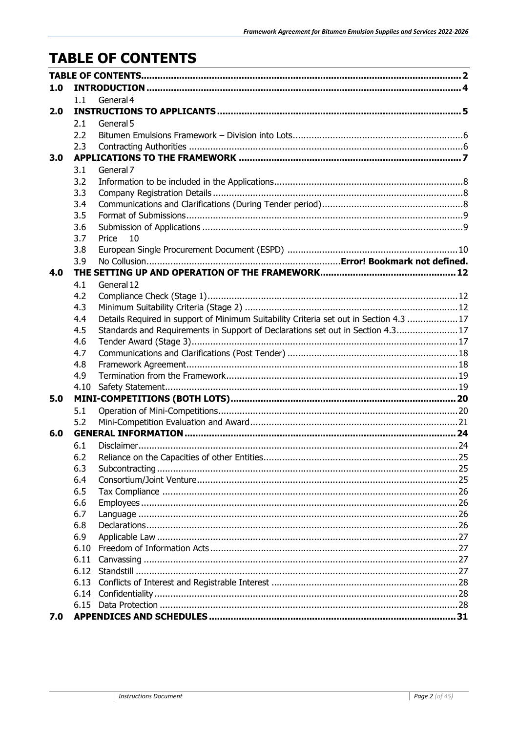# TABLE OF CONTENTS

| | | | |
|---|---|---|---|
| **TABLE OF CONTENTS** | | | **2** |
| **1.0** | **INTRODUCTION** | | **4** |
| | 1.1 | General | 4 |
| **2.0** | **INSTRUCTIONS TO APPLICANTS** | | **5** |
| | 2.1 | General | 5 |
| | 2.2 | Bitumen Emulsions Framework – Division into Lots | 6 |
| | 2.3 | Contracting Authorities | 6 |
| **3.0** | **APPLICATIONS TO THE FRAMEWORK** | | **7** |
| | 3.1 | General | 7 |
| | 3.2 | Information to be included in the Applications | 8 |
| | 3.3 | Company Registration Details | 8 |
| | 3.4 | Communications and Clarifications (During Tender period) | 8 |
| | 3.5 | Format of Submissions | 9 |
| | 3.6 | Submission of Applications | 9 |
| | 3.7 | Price | 10 |
| | 3.8 | European Single Procurement Document (ESPD) | 10 |
| | 3.9 | No Collusion | **Error! Bookmark not defined.** |
| **4.0** | **THE SETTING UP AND OPERATION OF THE FRAMEWORK** | | **12** |
| | 4.1 | General | 12 |
| | 4.2 | Compliance Check (Stage 1) | 12 |
| | 4.3 | Minimum Suitability Criteria (Stage 2) | 12 |
| | 4.4 | Details Required in support of Minimum Suitability Criteria set out in Section 4.3 | 17 |
| | 4.5 | Standards and Requirements in Support of Declarations set out in Section 4.3 | 17 |
| | 4.6 | Tender Award (Stage 3) | 17 |
| | 4.7 | Communications and Clarifications (Post Tender) | 18 |
| | 4.8 | Framework Agreement | 18 |
| | 4.9 | Termination from the Framework | 19 |
| | 4.10 | Safety Statement | 19 |
| **5.0** | **MINI-COMPETITIONS (BOTH LOTS)** | | **20** |
| | 5.1 | Operation of Mini-Competitions | 20 |
| | 5.2 | Mini-Competition Evaluation and Award | 21 |
| **6.0** | **GENERAL INFORMATION** | | **24** |
| | 6.1 | Disclaimer | 24 |
| | 6.2 | Reliance on the Capacities of other Entities | 25 |
| | 6.3 | Subcontracting | 25 |
| | 6.4 | Consortium/Joint Venture | 25 |
| | 6.5 | Tax Compliance | 26 |
| | 6.6 | Employees | 26 |
| | 6.7 | Language | 26 |
| | 6.8 | Declarations | 26 |
| | 6.9 | Applicable Law | 27 |
| | 6.10 | Freedom of Information Acts | 27 |
| | 6.11 | Canvassing | 27 |
| | 6.12 | Standstill | 27 |
| | 6.13 | Conflicts of Interest and Registrable Interest | 28 |
| | 6.14 | Confidentiality | 28 |
| | 6.15 | Data Protection | 28 |
| **7.0** | **APPENDICES AND SCHEDULES** | | **31** |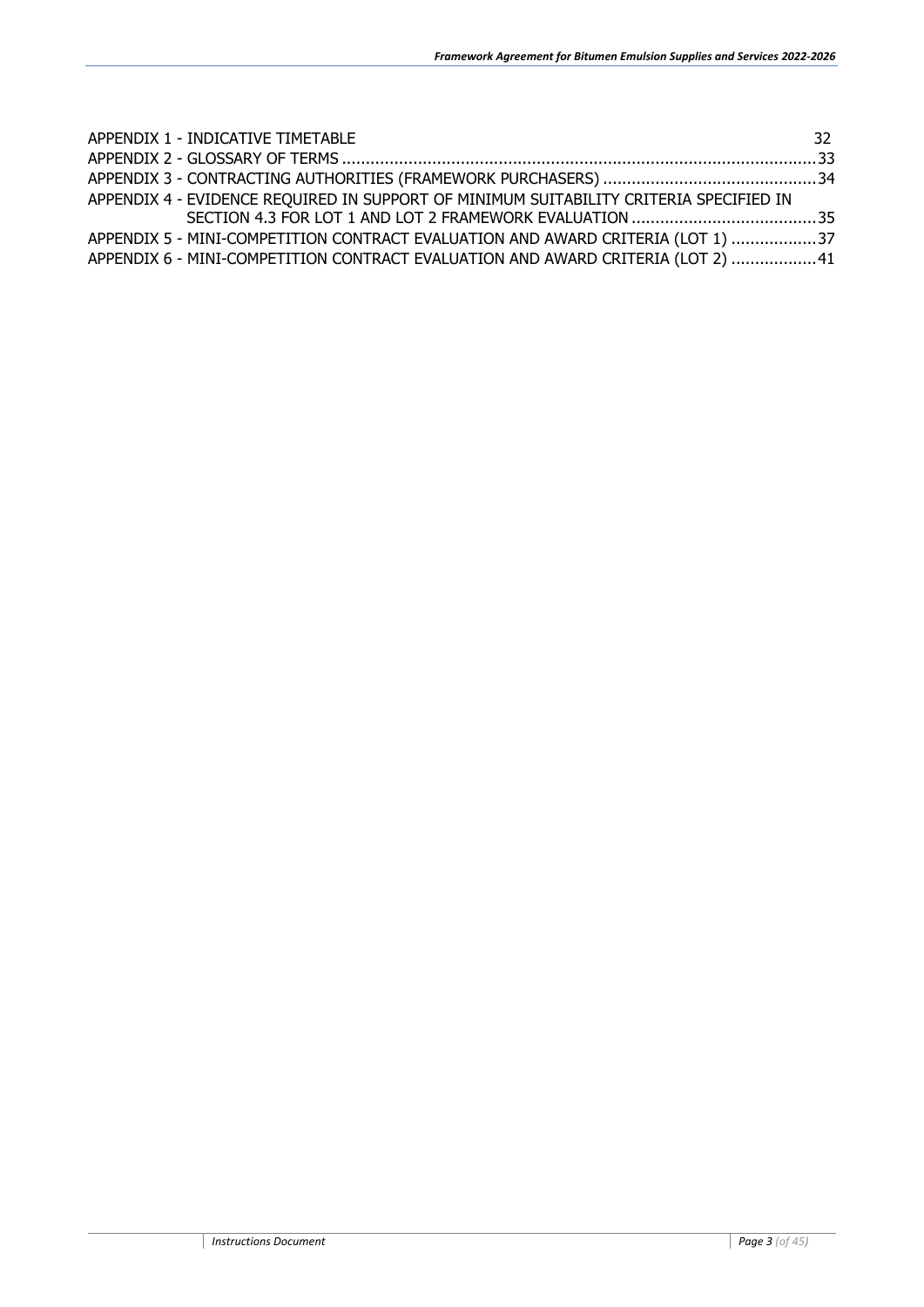APPENDIX 1 - INDICATIVE TIMETABLE 32

APPENDIX 2 - GLOSSARY OF TERMS ....................................................................................................33

APPENDIX 3 - CONTRACTING AUTHORITIES (FRAMEWORK PURCHASERS) .............................................34

APPENDIX 4 - EVIDENCE REQUIRED IN SUPPORT OF MINIMUM SUITABILITY CRITERIA SPECIFIED IN SECTION 4.3 FOR LOT 1 AND LOT 2 FRAMEWORK EVALUATION .......................................35

APPENDIX 5 - MINI-COMPETITION CONTRACT EVALUATION AND AWARD CRITERIA (LOT 1) ..................37

APPENDIX 6 - MINI-COMPETITION CONTRACT EVALUATION AND AWARD CRITERIA (LOT 2) ..................41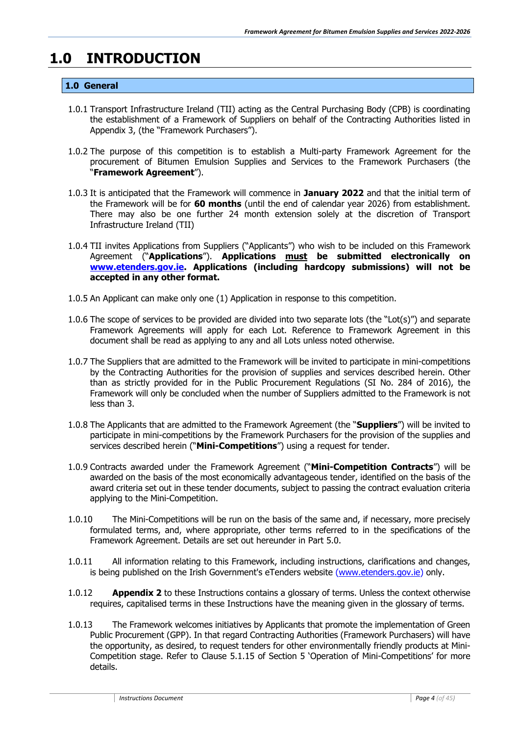# 1.0 INTRODUCTION

## 1.0 General

1.0.1 Transport Infrastructure Ireland (TII) acting as the Central Purchasing Body (CPB) is coordinating the establishment of a Framework of Suppliers on behalf of the Contracting Authorities listed in Appendix 3, (the "Framework Purchasers").

1.0.2 The purpose of this competition is to establish a Multi-party Framework Agreement for the procurement of Bitumen Emulsion Supplies and Services to the Framework Purchasers (the "**Framework Agreement**").

1.0.3 It is anticipated that the Framework will commence in **January 2022** and that the initial term of the Framework will be for **60 months** (until the end of calendar year 2026) from establishment. There may also be one further 24 month extension solely at the discretion of Transport Infrastructure Ireland (TII)

1.0.4 TII invites Applications from Suppliers ("Applicants") who wish to be included on this Framework Agreement ("**Applications**"). **Applications <u>must</u> be submitted electronically on [www.etenders.gov.ie](http://www.etenders.gov.ie). Applications (including hardcopy submissions) will not be accepted in any other format.**

1.0.5 An Applicant can make only one (1) Application in response to this competition.

1.0.6 The scope of services to be provided are divided into two separate lots (the "Lot(s)") and separate Framework Agreements will apply for each Lot. Reference to Framework Agreement in this document shall be read as applying to any and all Lots unless noted otherwise.

1.0.7 The Suppliers that are admitted to the Framework will be invited to participate in mini-competitions by the Contracting Authorities for the provision of supplies and services described herein. Other than as strictly provided for in the Public Procurement Regulations (SI No. 284 of 2016), the Framework will only be concluded when the number of Suppliers admitted to the Framework is not less than 3.

1.0.8 The Applicants that are admitted to the Framework Agreement (the "**Suppliers**") will be invited to participate in mini-competitions by the Framework Purchasers for the provision of the supplies and services described herein ("**Mini-Competitions**") using a request for tender.

1.0.9 Contracts awarded under the Framework Agreement ("**Mini-Competition Contracts**") will be awarded on the basis of the most economically advantageous tender, identified on the basis of the award criteria set out in these tender documents, subject to passing the contract evaluation criteria applying to the Mini-Competition.

1.0.10 The Mini-Competitions will be run on the basis of the same and, if necessary, more precisely formulated terms, and, where appropriate, other terms referred to in the specifications of the Framework Agreement. Details are set out hereunder in Part 5.0.

1.0.11 All information relating to this Framework, including instructions, clarifications and changes, is being published on the Irish Government's eTenders website [(www.etenders.gov.ie)](http://www.etenders.gov.ie) only.

1.0.12 **Appendix 2** to these Instructions contains a glossary of terms. Unless the context otherwise requires, capitalised terms in these Instructions have the meaning given in the glossary of terms.

1.0.13 The Framework welcomes initiatives by Applicants that promote the implementation of Green Public Procurement (GPP). In that regard Contracting Authorities (Framework Purchasers) will have the opportunity, as desired, to request tenders for other environmentally friendly products at Mini-Competition stage. Refer to Clause 5.1.15 of Section 5 'Operation of Mini-Competitions' for more details.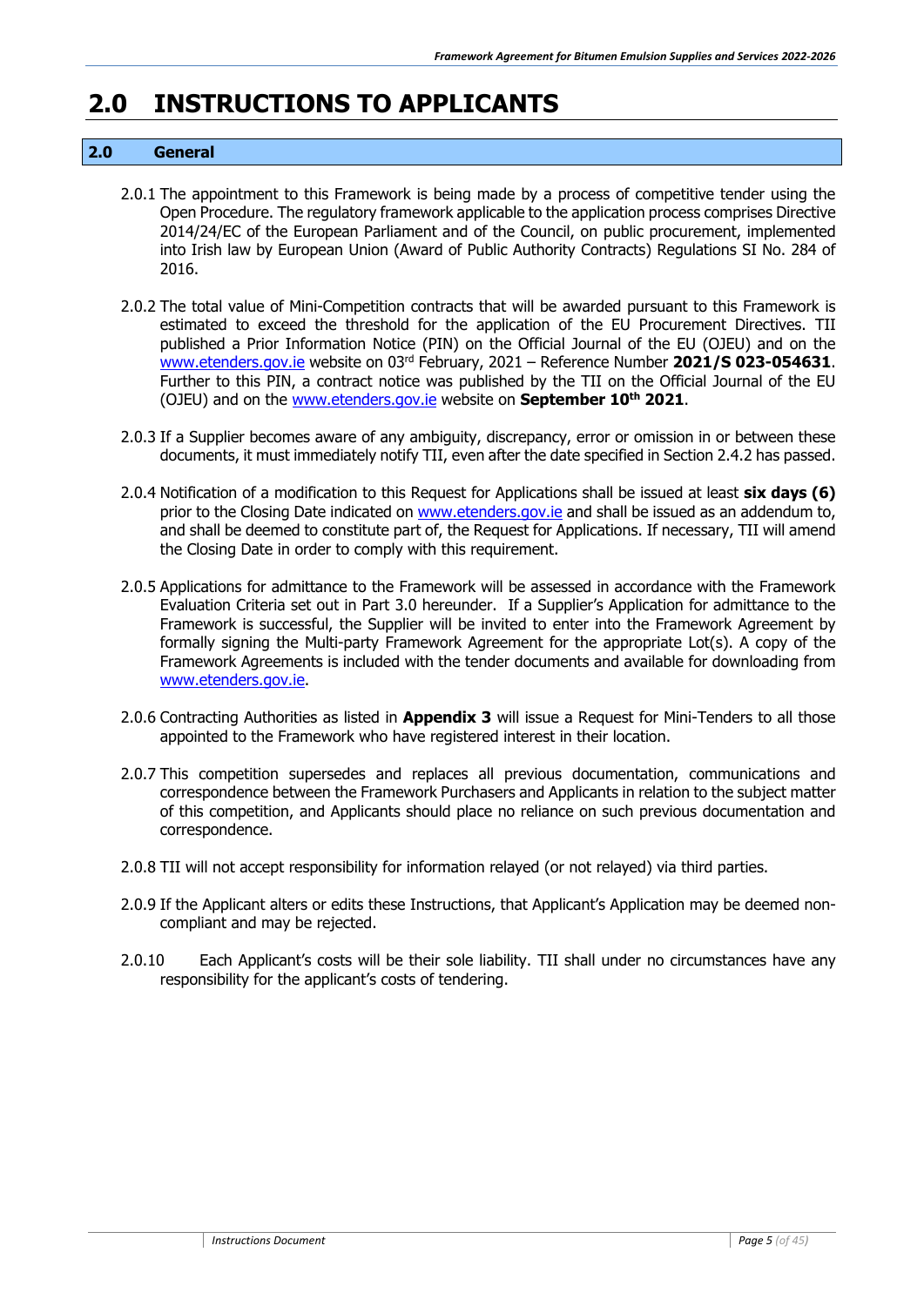# 2.0 INSTRUCTIONS TO APPLICANTS

## 2.0 General

2.0.1 The appointment to this Framework is being made by a process of competitive tender using the Open Procedure. The regulatory framework applicable to the application process comprises Directive 2014/24/EC of the European Parliament and of the Council, on public procurement, implemented into Irish law by European Union (Award of Public Authority Contracts) Regulations SI No. 284 of 2016.

2.0.2 The total value of Mini-Competition contracts that will be awarded pursuant to this Framework is estimated to exceed the threshold for the application of the EU Procurement Directives. TII published a Prior Information Notice (PIN) on the Official Journal of the EU (OJEU) and on the www.etenders.gov.ie website on 03rd February, 2021 – Reference Number **2021/S 023-054631**. Further to this PIN, a contract notice was published by the TII on the Official Journal of the EU (OJEU) and on the www.etenders.gov.ie website on **September 10th 2021**.

2.0.3 If a Supplier becomes aware of any ambiguity, discrepancy, error or omission in or between these documents, it must immediately notify TII, even after the date specified in Section 2.4.2 has passed.

2.0.4 Notification of a modification to this Request for Applications shall be issued at least **six days (6)** prior to the Closing Date indicated on www.etenders.gov.ie and shall be issued as an addendum to, and shall be deemed to constitute part of, the Request for Applications. If necessary, TII will amend the Closing Date in order to comply with this requirement.

2.0.5 Applications for admittance to the Framework will be assessed in accordance with the Framework Evaluation Criteria set out in Part 3.0 hereunder. If a Supplier's Application for admittance to the Framework is successful, the Supplier will be invited to enter into the Framework Agreement by formally signing the Multi-party Framework Agreement for the appropriate Lot(s). A copy of the Framework Agreements is included with the tender documents and available for downloading from www.etenders.gov.ie.

2.0.6 Contracting Authorities as listed in **Appendix 3** will issue a Request for Mini-Tenders to all those appointed to the Framework who have registered interest in their location.

2.0.7 This competition supersedes and replaces all previous documentation, communications and correspondence between the Framework Purchasers and Applicants in relation to the subject matter of this competition, and Applicants should place no reliance on such previous documentation and correspondence.

2.0.8 TII will not accept responsibility for information relayed (or not relayed) via third parties.

2.0.9 If the Applicant alters or edits these Instructions, that Applicant's Application may be deemed non-compliant and may be rejected.

2.0.10 Each Applicant's costs will be their sole liability. TII shall under no circumstances have any responsibility for the applicant's costs of tendering.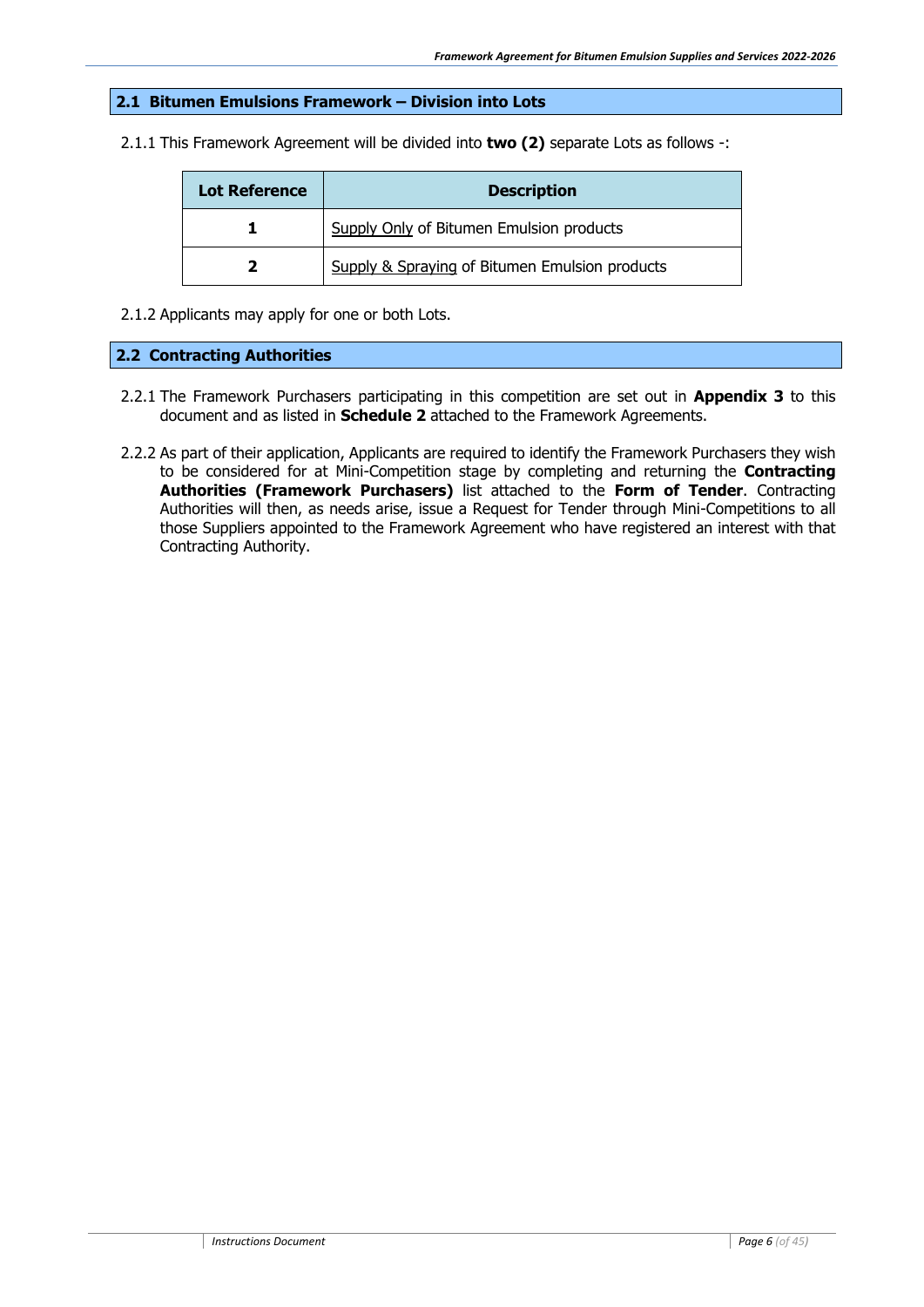## 2.1 Bitumen Emulsions Framework – Division into Lots

2.1.1 This Framework Agreement will be divided into **two (2)** separate Lots as follows -:

| Lot Reference | Description |
|---|---|
| **1** | Supply Only of Bitumen Emulsion products |
| **2** | Supply & Spraying of Bitumen Emulsion products |

2.1.2 Applicants may apply for one or both Lots.

## 2.2 Contracting Authorities

2.2.1 The Framework Purchasers participating in this competition are set out in **Appendix 3** to this document and as listed in **Schedule 2** attached to the Framework Agreements.

2.2.2 As part of their application, Applicants are required to identify the Framework Purchasers they wish to be considered for at Mini-Competition stage by completing and returning the **Contracting Authorities (Framework Purchasers)** list attached to the **Form of Tender**. Contracting Authorities will then, as needs arise, issue a Request for Tender through Mini-Competitions to all those Suppliers appointed to the Framework Agreement who have registered an interest with that Contracting Authority.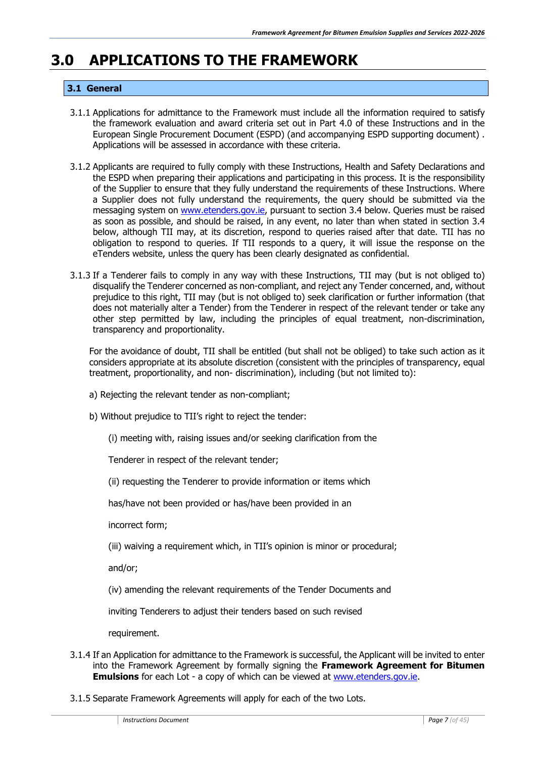# 3.0 APPLICATIONS TO THE FRAMEWORK

## 3.1 General

3.1.1 Applications for admittance to the Framework must include all the information required to satisfy the framework evaluation and award criteria set out in Part 4.0 of these Instructions and in the European Single Procurement Document (ESPD) (and accompanying ESPD supporting document) . Applications will be assessed in accordance with these criteria.

3.1.2 Applicants are required to fully comply with these Instructions, Health and Safety Declarations and the ESPD when preparing their applications and participating in this process. It is the responsibility of the Supplier to ensure that they fully understand the requirements of these Instructions. Where a Supplier does not fully understand the requirements, the query should be submitted via the messaging system on www.etenders.gov.ie, pursuant to section 3.4 below. Queries must be raised as soon as possible, and should be raised, in any event, no later than when stated in section 3.4 below, although TII may, at its discretion, respond to queries raised after that date. TII has no obligation to respond to queries. If TII responds to a query, it will issue the response on the eTenders website, unless the query has been clearly designated as confidential.

3.1.3 If a Tenderer fails to comply in any way with these Instructions, TII may (but is not obliged to) disqualify the Tenderer concerned as non-compliant, and reject any Tender concerned, and, without prejudice to this right, TII may (but is not obliged to) seek clarification or further information (that does not materially alter a Tender) from the Tenderer in respect of the relevant tender or take any other step permitted by law, including the principles of equal treatment, non-discrimination, transparency and proportionality.

For the avoidance of doubt, TII shall be entitled (but shall not be obliged) to take such action as it considers appropriate at its absolute discretion (consistent with the principles of transparency, equal treatment, proportionality, and non- discrimination), including (but not limited to):

a) Rejecting the relevant tender as non-compliant;

b) Without prejudice to TII's right to reject the tender:

(i) meeting with, raising issues and/or seeking clarification from the Tenderer in respect of the relevant tender;

(ii) requesting the Tenderer to provide information or items which has/have not been provided or has/have been provided in an incorrect form;

(iii) waiving a requirement which, in TII's opinion is minor or procedural; and/or;

(iv) amending the relevant requirements of the Tender Documents and inviting Tenderers to adjust their tenders based on such revised requirement.

3.1.4 If an Application for admittance to the Framework is successful, the Applicant will be invited to enter into the Framework Agreement by formally signing the **Framework Agreement for Bitumen Emulsions** for each Lot - a copy of which can be viewed at www.etenders.gov.ie.

3.1.5 Separate Framework Agreements will apply for each of the two Lots.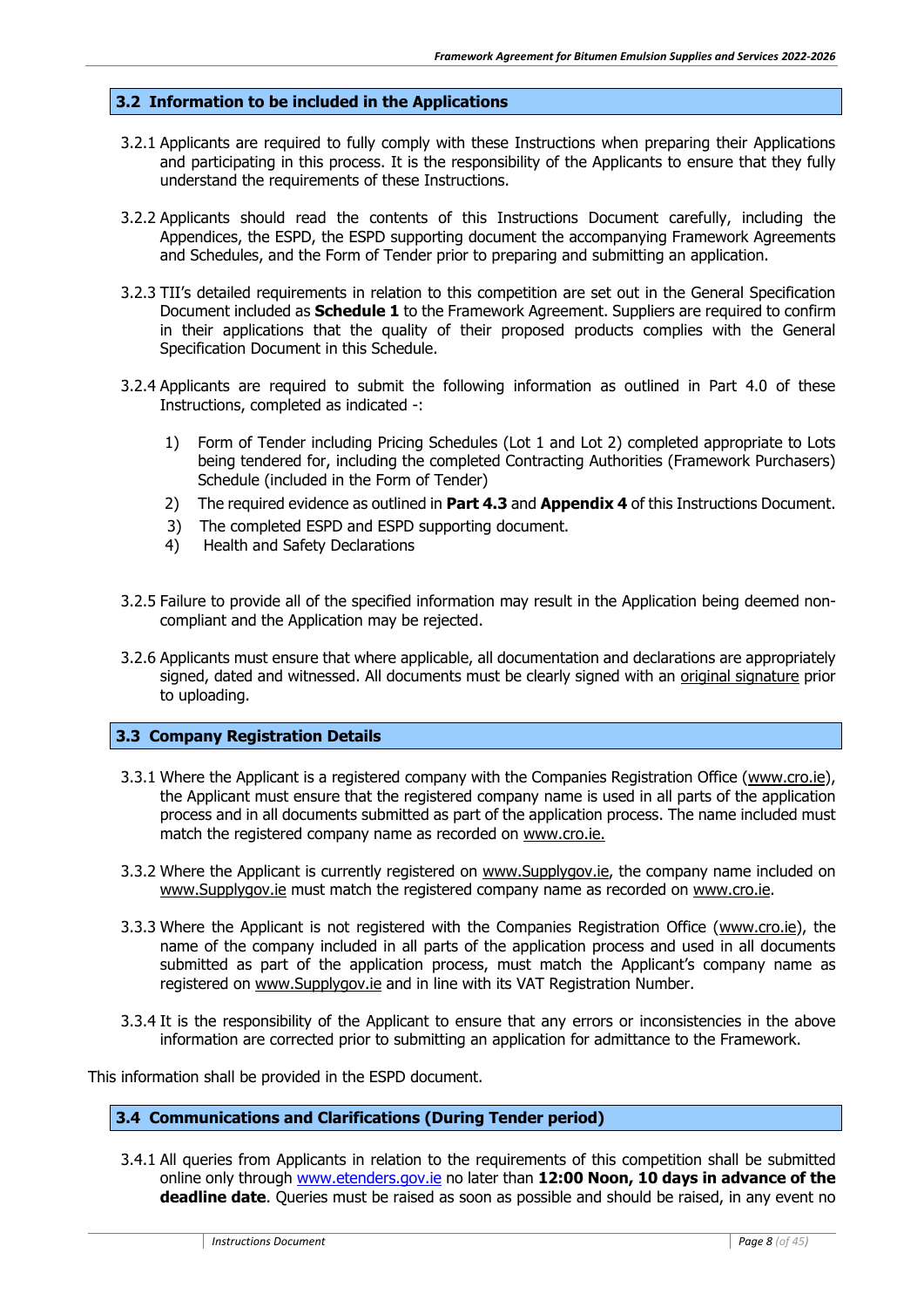## 3.2 Information to be included in the Applications

3.2.1 Applicants are required to fully comply with these Instructions when preparing their Applications and participating in this process. It is the responsibility of the Applicants to ensure that they fully understand the requirements of these Instructions.

3.2.2 Applicants should read the contents of this Instructions Document carefully, including the Appendices, the ESPD, the ESPD supporting document the accompanying Framework Agreements and Schedules, and the Form of Tender prior to preparing and submitting an application.

3.2.3 TII's detailed requirements in relation to this competition are set out in the General Specification Document included as **Schedule 1** to the Framework Agreement. Suppliers are required to confirm in their applications that the quality of their proposed products complies with the General Specification Document in this Schedule.

3.2.4 Applicants are required to submit the following information as outlined in Part 4.0 of these Instructions, completed as indicated -:

1) Form of Tender including Pricing Schedules (Lot 1 and Lot 2) completed appropriate to Lots being tendered for, including the completed Contracting Authorities (Framework Purchasers) Schedule (included in the Form of Tender)
2) The required evidence as outlined in **Part 4.3** and **Appendix 4** of this Instructions Document.
3) The completed ESPD and ESPD supporting document.
4) Health and Safety Declarations

3.2.5 Failure to provide all of the specified information may result in the Application being deemed non-compliant and the Application may be rejected.

3.2.6 Applicants must ensure that where applicable, all documentation and declarations are appropriately signed, dated and witnessed. All documents must be clearly signed with an original signature prior to uploading.

## 3.3 Company Registration Details

3.3.1 Where the Applicant is a registered company with the Companies Registration Office (www.cro.ie), the Applicant must ensure that the registered company name is used in all parts of the application process and in all documents submitted as part of the application process. The name included must match the registered company name as recorded on www.cro.ie.

3.3.2 Where the Applicant is currently registered on www.Supplygov.ie, the company name included on www.Supplygov.ie must match the registered company name as recorded on www.cro.ie.

3.3.3 Where the Applicant is not registered with the Companies Registration Office (www.cro.ie), the name of the company included in all parts of the application process and used in all documents submitted as part of the application process, must match the Applicant's company name as registered on www.Supplygov.ie and in line with its VAT Registration Number.

3.3.4 It is the responsibility of the Applicant to ensure that any errors or inconsistencies in the above information are corrected prior to submitting an application for admittance to the Framework.

This information shall be provided in the ESPD document.

## 3.4 Communications and Clarifications (During Tender period)

3.4.1 All queries from Applicants in relation to the requirements of this competition shall be submitted online only through www.etenders.gov.ie no later than **12:00 Noon, 10 days in advance of the deadline date**. Queries must be raised as soon as possible and should be raised, in any event no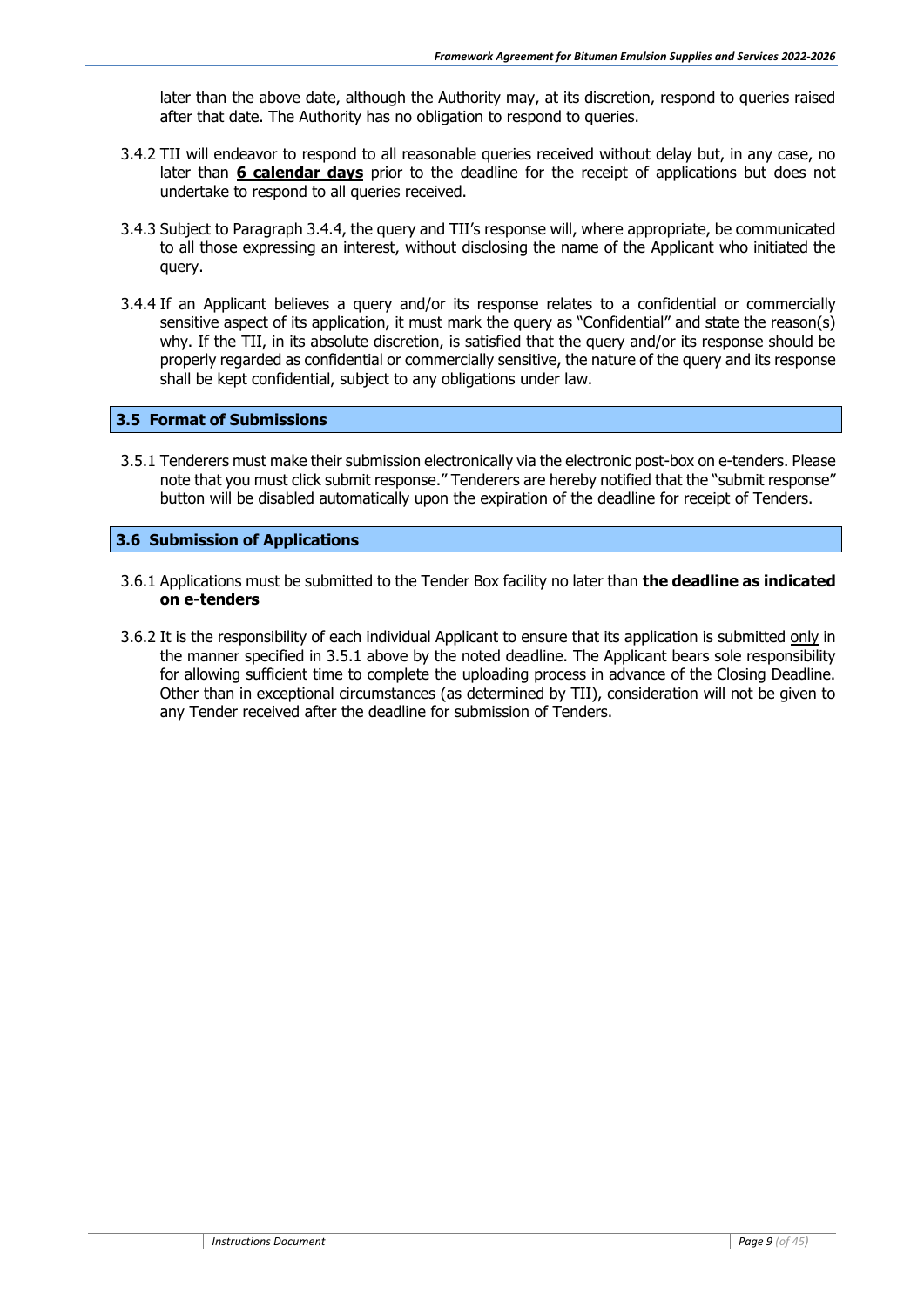later than the above date, although the Authority may, at its discretion, respond to queries raised after that date. The Authority has no obligation to respond to queries.

3.4.2 TII will endeavor to respond to all reasonable queries received without delay but, in any case, no later than **6 calendar days** prior to the deadline for the receipt of applications but does not undertake to respond to all queries received.

3.4.3 Subject to Paragraph 3.4.4, the query and TII's response will, where appropriate, be communicated to all those expressing an interest, without disclosing the name of the Applicant who initiated the query.

3.4.4 If an Applicant believes a query and/or its response relates to a confidential or commercially sensitive aspect of its application, it must mark the query as "Confidential" and state the reason(s) why. If the TII, in its absolute discretion, is satisfied that the query and/or its response should be properly regarded as confidential or commercially sensitive, the nature of the query and its response shall be kept confidential, subject to any obligations under law.

## 3.5 Format of Submissions

3.5.1 Tenderers must make their submission electronically via the electronic post-box on e-tenders. Please note that you must click submit response." Tenderers are hereby notified that the "submit response" button will be disabled automatically upon the expiration of the deadline for receipt of Tenders.

## 3.6 Submission of Applications

3.6.1 Applications must be submitted to the Tender Box facility no later than **the deadline as indicated on e-tenders**

3.6.2 It is the responsibility of each individual Applicant to ensure that its application is submitted only in the manner specified in 3.5.1 above by the noted deadline. The Applicant bears sole responsibility for allowing sufficient time to complete the uploading process in advance of the Closing Deadline. Other than in exceptional circumstances (as determined by TII), consideration will not be given to any Tender received after the deadline for submission of Tenders.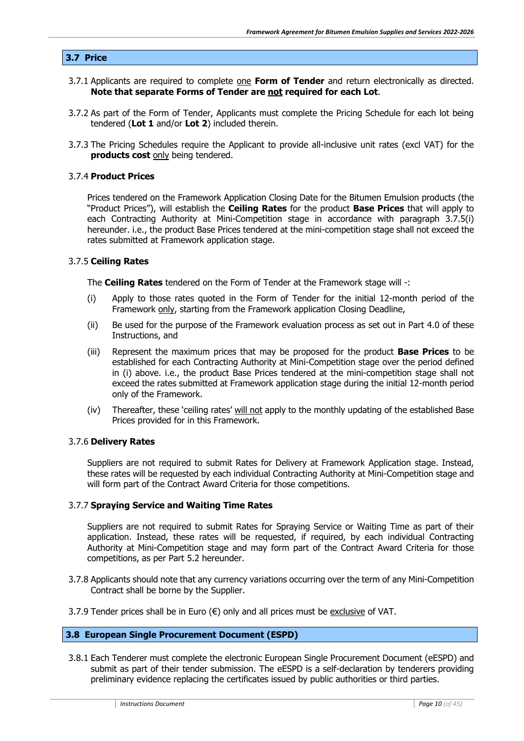## 3.7 Price

3.7.1 Applicants are required to complete one **Form of Tender** and return electronically as directed. **Note that separate Forms of Tender are not required for each Lot**.

3.7.2 As part of the Form of Tender, Applicants must complete the Pricing Schedule for each lot being tendered (**Lot 1** and/or **Lot 2**) included therein.

3.7.3 The Pricing Schedules require the Applicant to provide all-inclusive unit rates (excl VAT) for the **products cost** only being tendered.

### 3.7.4 Product Prices

Prices tendered on the Framework Application Closing Date for the Bitumen Emulsion products (the "Product Prices"), will establish the **Ceiling Rates** for the product **Base Prices** that will apply to each Contracting Authority at Mini-Competition stage in accordance with paragraph 3.7.5(i) hereunder. i.e., the product Base Prices tendered at the mini-competition stage shall not exceed the rates submitted at Framework application stage.

### 3.7.5 Ceiling Rates

The **Ceiling Rates** tendered on the Form of Tender at the Framework stage will -:

(i) Apply to those rates quoted in the Form of Tender for the initial 12-month period of the Framework only, starting from the Framework application Closing Deadline,

(ii) Be used for the purpose of the Framework evaluation process as set out in Part 4.0 of these Instructions, and

(iii) Represent the maximum prices that may be proposed for the product **Base Prices** to be established for each Contracting Authority at Mini-Competition stage over the period defined in (i) above. i.e., the product Base Prices tendered at the mini-competition stage shall not exceed the rates submitted at Framework application stage during the initial 12-month period only of the Framework.

(iv) Thereafter, these 'ceiling rates' will not apply to the monthly updating of the established Base Prices provided for in this Framework.

### 3.7.6 Delivery Rates

Suppliers are not required to submit Rates for Delivery at Framework Application stage. Instead, these rates will be requested by each individual Contracting Authority at Mini-Competition stage and will form part of the Contract Award Criteria for those competitions.

### 3.7.7 Spraying Service and Waiting Time Rates

Suppliers are not required to submit Rates for Spraying Service or Waiting Time as part of their application. Instead, these rates will be requested, if required, by each individual Contracting Authority at Mini-Competition stage and may form part of the Contract Award Criteria for those competitions, as per Part 5.2 hereunder.

3.7.8 Applicants should note that any currency variations occurring over the term of any Mini-Competition Contract shall be borne by the Supplier.

3.7.9 Tender prices shall be in Euro (€) only and all prices must be exclusive of VAT.

## 3.8 European Single Procurement Document (ESPD)

3.8.1 Each Tenderer must complete the electronic European Single Procurement Document (eESPD) and submit as part of their tender submission. The eESPD is a self-declaration by tenderers providing preliminary evidence replacing the certificates issued by public authorities or third parties.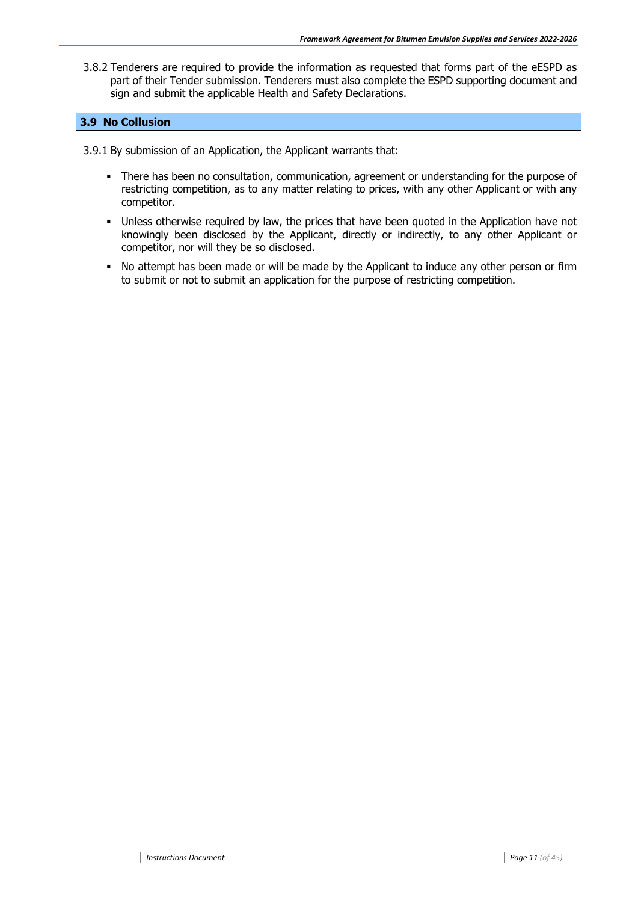3.8.2 Tenderers are required to provide the information as requested that forms part of the eESPD as part of their Tender submission. Tenderers must also complete the ESPD supporting document and sign and submit the applicable Health and Safety Declarations.

## 3.9 No Collusion

3.9.1 By submission of an Application, the Applicant warrants that:

- There has been no consultation, communication, agreement or understanding for the purpose of restricting competition, as to any matter relating to prices, with any other Applicant or with any competitor.
- Unless otherwise required by law, the prices that have been quoted in the Application have not knowingly been disclosed by the Applicant, directly or indirectly, to any other Applicant or competitor, nor will they be so disclosed.
- No attempt has been made or will be made by the Applicant to induce any other person or firm to submit or not to submit an application for the purpose of restricting competition.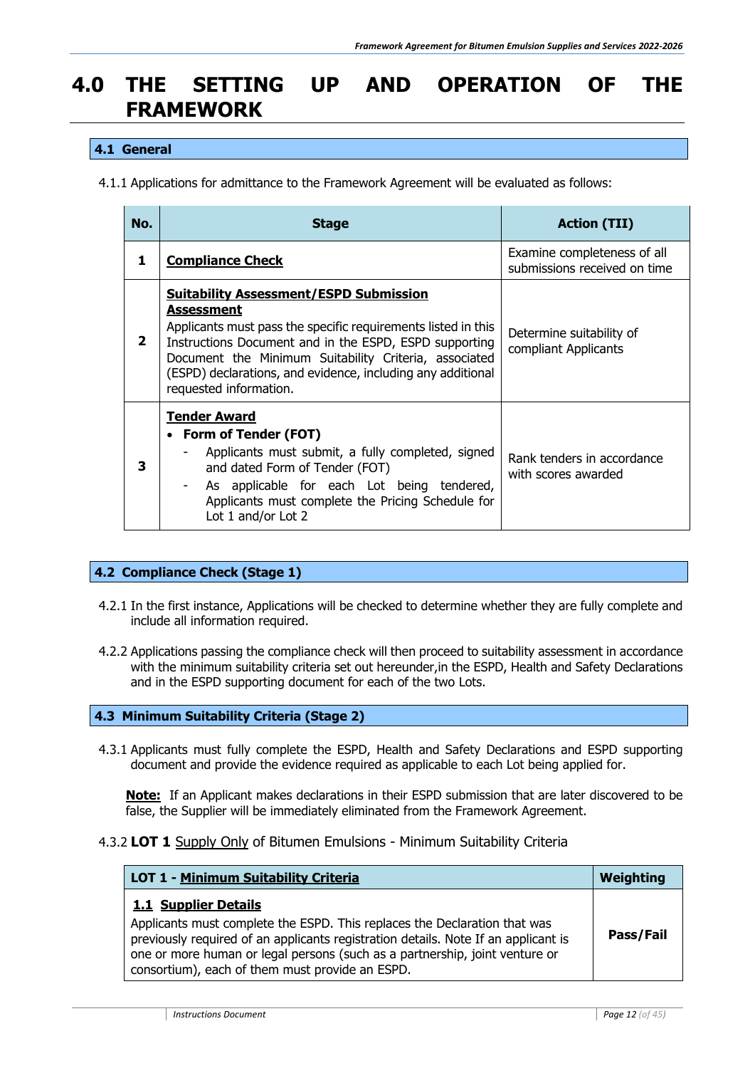# 4.0 THE SETTING UP AND OPERATION OF THE FRAMEWORK

## 4.1 General

4.1.1 Applications for admittance to the Framework Agreement will be evaluated as follows:

| No. | Stage | Action (TII) |
|---|---|---|
| **1** | **Compliance Check** | Examine completeness of all submissions received on time |
| **2** | **Suitability Assessment/ESPD Submission Assessment**<br>Applicants must pass the specific requirements listed in this Instructions Document and in the ESPD, ESPD supporting Document the Minimum Suitability Criteria, associated (ESPD) declarations, and evidence, including any additional requested information. | Determine suitability of compliant Applicants |
| **3** | **Tender Award**<br>• **Form of Tender (FOT)**<br>- Applicants must submit, a fully completed, signed and dated Form of Tender (FOT)<br>- As applicable for each Lot being tendered, Applicants must complete the Pricing Schedule for Lot 1 and/or Lot 2 | Rank tenders in accordance with scores awarded |

## 4.2 Compliance Check (Stage 1)

4.2.1 In the first instance, Applications will be checked to determine whether they are fully complete and include all information required.

4.2.2 Applications passing the compliance check will then proceed to suitability assessment in accordance with the minimum suitability criteria set out hereunder,in the ESPD, Health and Safety Declarations and in the ESPD supporting document for each of the two Lots.

## 4.3 Minimum Suitability Criteria (Stage 2)

4.3.1 Applicants must fully complete the ESPD, Health and Safety Declarations and ESPD supporting document and provide the evidence required as applicable to each Lot being applied for.

**Note:** If an Applicant makes declarations in their ESPD submission that are later discovered to be false, the Supplier will be immediately eliminated from the Framework Agreement.

4.3.2 **LOT 1** Supply Only of Bitumen Emulsions - Minimum Suitability Criteria

| LOT 1 - Minimum Suitability Criteria | Weighting |
|---|---|
| **1.1 Supplier Details**<br>Applicants must complete the ESPD. This replaces the Declaration that was previously required of an applicants registration details. Note If an applicant is one or more human or legal persons (such as a partnership, joint venture or consortium), each of them must provide an ESPD. | **Pass/Fail** |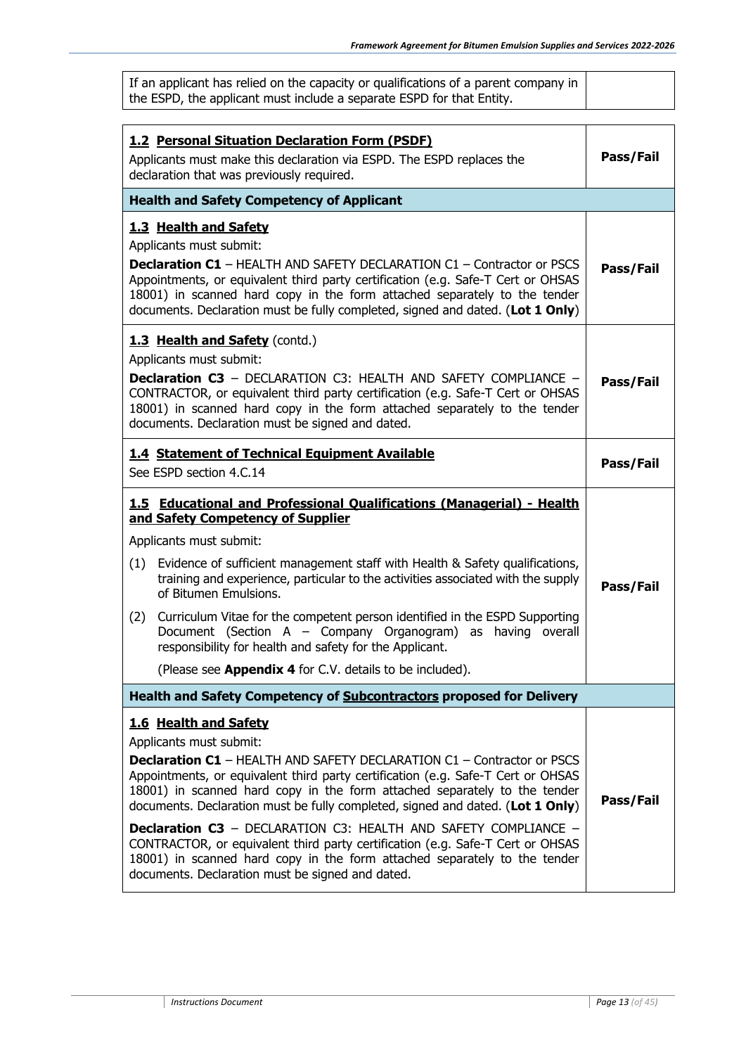| | |
|---|---|
| If an applicant has relied on the capacity or qualifications of a parent company in the ESPD, the applicant must include a separate ESPD for that Entity. | |

| | |
|---|---|
| **1.2 Personal Situation Declaration Form (PSDF)**<br>Applicants must make this declaration via ESPD. The ESPD replaces the declaration that was previously required. | **Pass/Fail** |
| **Health and Safety Competency of Applicant** | |
| **1.3 Health and Safety**<br>Applicants must submit:<br>**Declaration C1** – HEALTH AND SAFETY DECLARATION C1 – Contractor or PSCS Appointments, or equivalent third party certification (e.g. Safe-T Cert or OHSAS 18001) in scanned hard copy in the form attached separately to the tender documents. Declaration must be fully completed, signed and dated. (**Lot 1 Only**) | **Pass/Fail** |
| **1.3 Health and Safety** (contd.)<br>Applicants must submit:<br>**Declaration C3** – DECLARATION C3: HEALTH AND SAFETY COMPLIANCE – CONTRACTOR, or equivalent third party certification (e.g. Safe-T Cert or OHSAS 18001) in scanned hard copy in the form attached separately to the tender documents. Declaration must be signed and dated. | **Pass/Fail** |
| **1.4 Statement of Technical Equipment Available**<br>See ESPD section 4.C.14 | **Pass/Fail** |
| **1.5 Educational and Professional Qualifications (Managerial) - Health and Safety Competency of Supplier**<br>Applicants must submit:<br>(1) Evidence of sufficient management staff with Health & Safety qualifications, training and experience, particular to the activities associated with the supply of Bitumen Emulsions.<br>(2) Curriculum Vitae for the competent person identified in the ESPD Supporting Document (Section A – Company Organogram) as having overall responsibility for health and safety for the Applicant.<br>(Please see **Appendix 4** for C.V. details to be included). | **Pass/Fail** |
| **Health and Safety Competency of Subcontractors proposed for Delivery** | |
| **1.6 Health and Safety**<br>Applicants must submit:<br>**Declaration C1** – HEALTH AND SAFETY DECLARATION C1 – Contractor or PSCS Appointments, or equivalent third party certification (e.g. Safe-T Cert or OHSAS 18001) in scanned hard copy in the form attached separately to the tender documents. Declaration must be fully completed, signed and dated. (**Lot 1 Only**)<br>**Declaration C3** – DECLARATION C3: HEALTH AND SAFETY COMPLIANCE – CONTRACTOR, or equivalent third party certification (e.g. Safe-T Cert or OHSAS 18001) in scanned hard copy in the form attached separately to the tender documents. Declaration must be signed and dated. | **Pass/Fail** |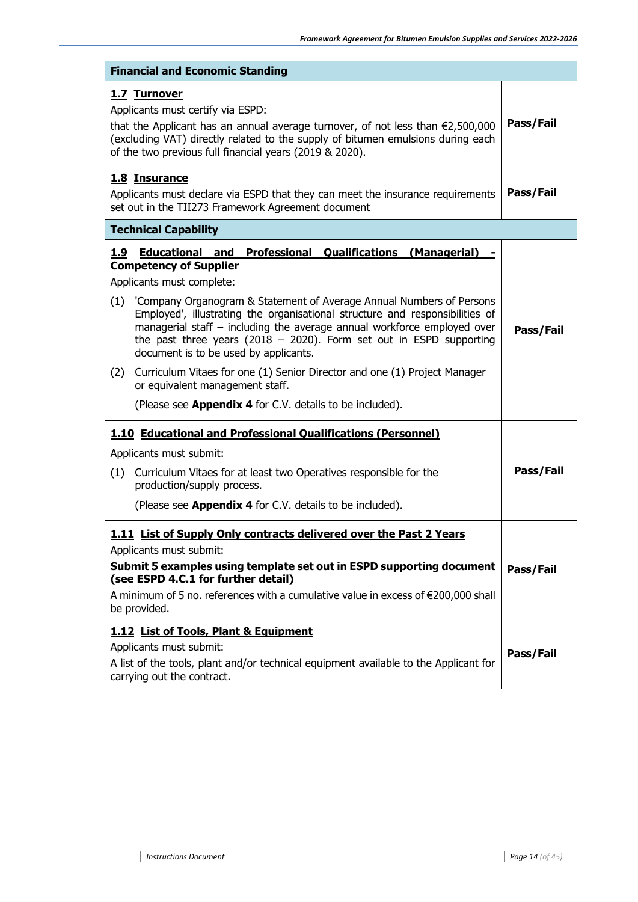| Financial and Economic Standing | |
|---|---|
| **<u>1.7 Turnover</u>**<br>Applicants must certify via ESPD:<br>that the Applicant has an annual average turnover, of not less than €2,500,000 (excluding VAT) directly related to the supply of bitumen emulsions during each of the two previous full financial years (2019 & 2020). | **Pass/Fail** |
| **<u>1.8 Insurance</u>**<br>Applicants must declare via ESPD that they can meet the insurance requirements set out in the TII273 Framework Agreement document | **Pass/Fail** |
| **Technical Capability** | |
| **<u>1.9 Educational and Professional Qualifications (Managerial) - Competency of Supplier</u>**<br>Applicants must complete:<br>(1) 'Company Organogram & Statement of Average Annual Numbers of Persons Employed', illustrating the organisational structure and responsibilities of managerial staff – including the average annual workforce employed over the past three years (2018 – 2020). Form set out in ESPD supporting document is to be used by applicants.<br>(2) Curriculum Vitaes for one (1) Senior Director and one (1) Project Manager or equivalent management staff.<br>(Please see **Appendix 4** for C.V. details to be included). | **Pass/Fail** |
| **<u>1.10 Educational and Professional Qualifications (Personnel)</u>**<br>Applicants must submit:<br>(1) Curriculum Vitaes for at least two Operatives responsible for the production/supply process.<br>(Please see **Appendix 4** for C.V. details to be included). | **Pass/Fail** |
| **<u>1.11 List of Supply Only contracts delivered over the Past 2 Years</u>**<br>Applicants must submit:<br>**Submit 5 examples using template set out in ESPD supporting document (see ESPD 4.C.1 for further detail)**<br>A minimum of 5 no. references with a cumulative value in excess of €200,000 shall be provided. | **Pass/Fail** |
| **<u>1.12 List of Tools, Plant & Equipment</u>**<br>Applicants must submit:<br>A list of the tools, plant and/or technical equipment available to the Applicant for carrying out the contract. | **Pass/Fail** |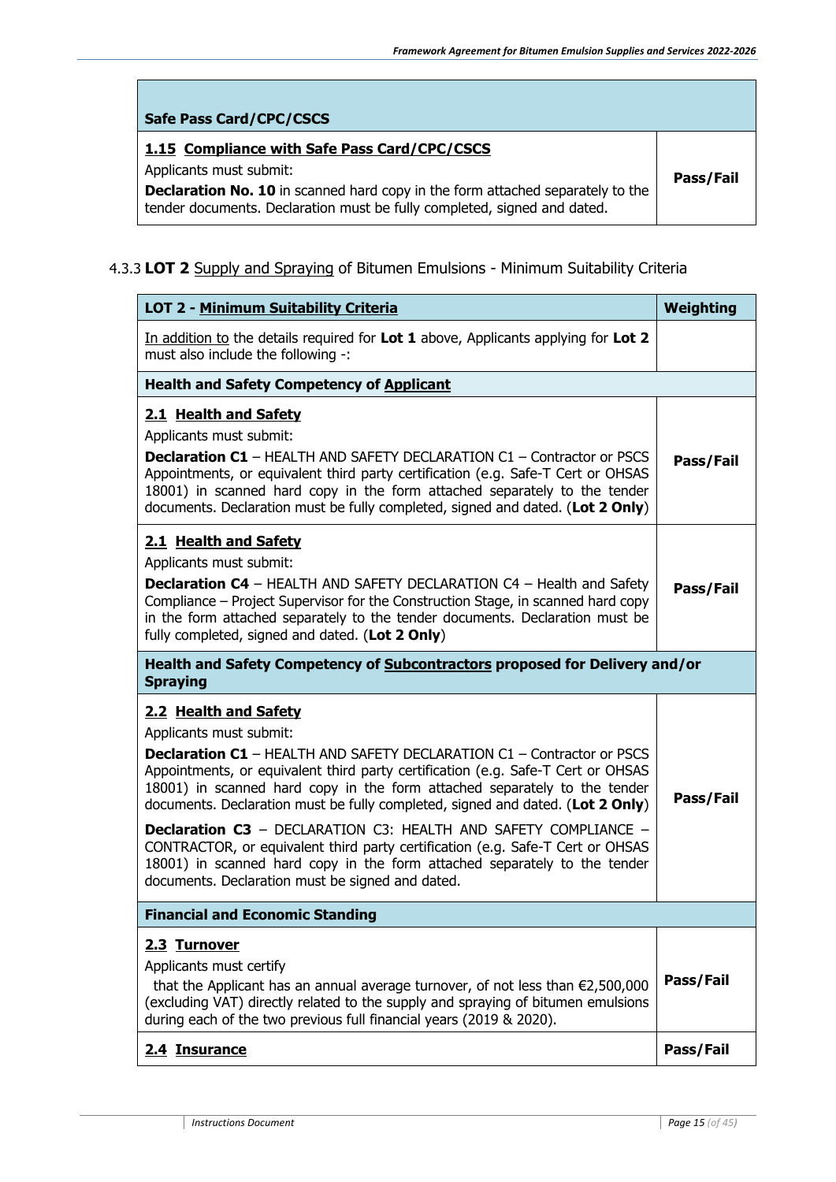| Safe Pass Card/CPC/CSCS | |
|---|---|
| **1.15 Compliance with Safe Pass Card/CPC/CSCS**<br>Applicants must submit:<br>**Declaration No. 10** in scanned hard copy in the form attached separately to the tender documents. Declaration must be fully completed, signed and dated. | **Pass/Fail** |

### 4.3.3 **LOT 2** Supply and Spraying of Bitumen Emulsions - Minimum Suitability Criteria

| **LOT 2 - Minimum Suitability Criteria** | **Weighting** |
|---|---|
| In addition to the details required for **Lot 1** above, Applicants applying for **Lot 2** must also include the following -: | |
| **Health and Safety Competency of Applicant** | |
| **2.1 Health and Safety**<br>Applicants must submit:<br>**Declaration C1** – HEALTH AND SAFETY DECLARATION C1 – Contractor or PSCS Appointments, or equivalent third party certification (e.g. Safe-T Cert or OHSAS 18001) in scanned hard copy in the form attached separately to the tender documents. Declaration must be fully completed, signed and dated. (**Lot 2 Only**) | **Pass/Fail** |
| **2.1 Health and Safety**<br>Applicants must submit:<br>**Declaration C4** – HEALTH AND SAFETY DECLARATION C4 – Health and Safety Compliance – Project Supervisor for the Construction Stage, in scanned hard copy in the form attached separately to the tender documents. Declaration must be fully completed, signed and dated. (**Lot 2 Only**) | **Pass/Fail** |
| **Health and Safety Competency of Subcontractors proposed for Delivery and/or Spraying** | |
| **2.2 Health and Safety**<br>Applicants must submit:<br>**Declaration C1** – HEALTH AND SAFETY DECLARATION C1 – Contractor or PSCS Appointments, or equivalent third party certification (e.g. Safe-T Cert or OHSAS 18001) in scanned hard copy in the form attached separately to the tender documents. Declaration must be fully completed, signed and dated. (**Lot 2 Only**)<br>**Declaration C3** – DECLARATION C3: HEALTH AND SAFETY COMPLIANCE – CONTRACTOR, or equivalent third party certification (e.g. Safe-T Cert or OHSAS 18001) in scanned hard copy in the form attached separately to the tender documents. Declaration must be signed and dated. | **Pass/Fail** |
| **Financial and Economic Standing** | |
| **2.3 Turnover**<br>Applicants must certify<br>that the Applicant has an annual average turnover, of not less than €2,500,000 (excluding VAT) directly related to the supply and spraying of bitumen emulsions during each of the two previous full financial years (2019 & 2020). | **Pass/Fail** |
| **2.4 Insurance** | **Pass/Fail** |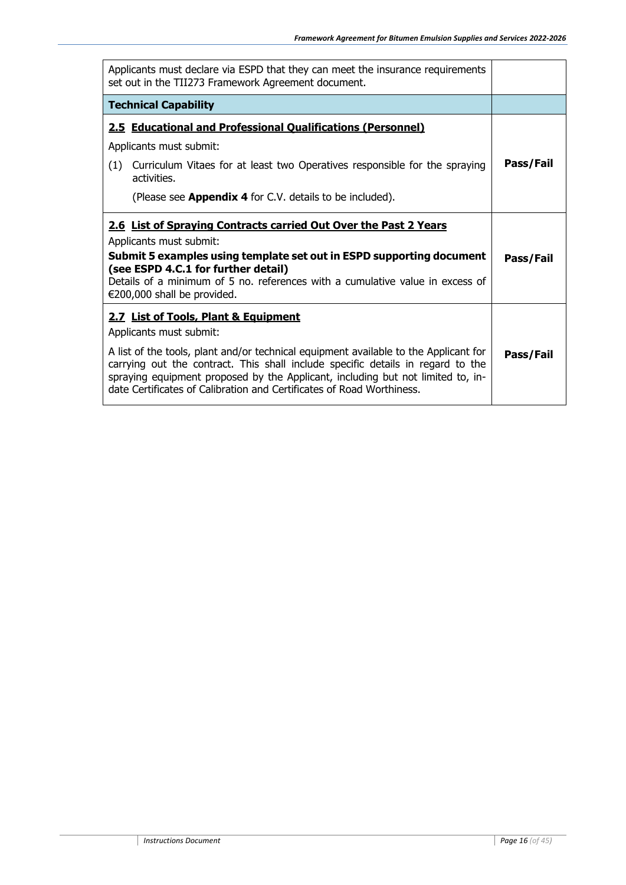| | |
|---|---|
| Applicants must declare via ESPD that they can meet the insurance requirements set out in the TII273 Framework Agreement document. | |
| **Technical Capability** | |
| **2.5 Educational and Professional Qualifications (Personnel)**<br>Applicants must submit:<br>(1) Curriculum Vitaes for at least two Operatives responsible for the spraying activities.<br>(Please see **Appendix 4** for C.V. details to be included). | **Pass/Fail** |
| **2.6 List of Spraying Contracts carried Out Over the Past 2 Years**<br>Applicants must submit:<br>**Submit 5 examples using template set out in ESPD supporting document (see ESPD 4.C.1 for further detail)**<br>Details of a minimum of 5 no. references with a cumulative value in excess of €200,000 shall be provided. | **Pass/Fail** |
| **2.7 List of Tools, Plant & Equipment**<br>Applicants must submit:<br>A list of the tools, plant and/or technical equipment available to the Applicant for carrying out the contract. This shall include specific details in regard to the spraying equipment proposed by the Applicant, including but not limited to, in-date Certificates of Calibration and Certificates of Road Worthiness. | **Pass/Fail** |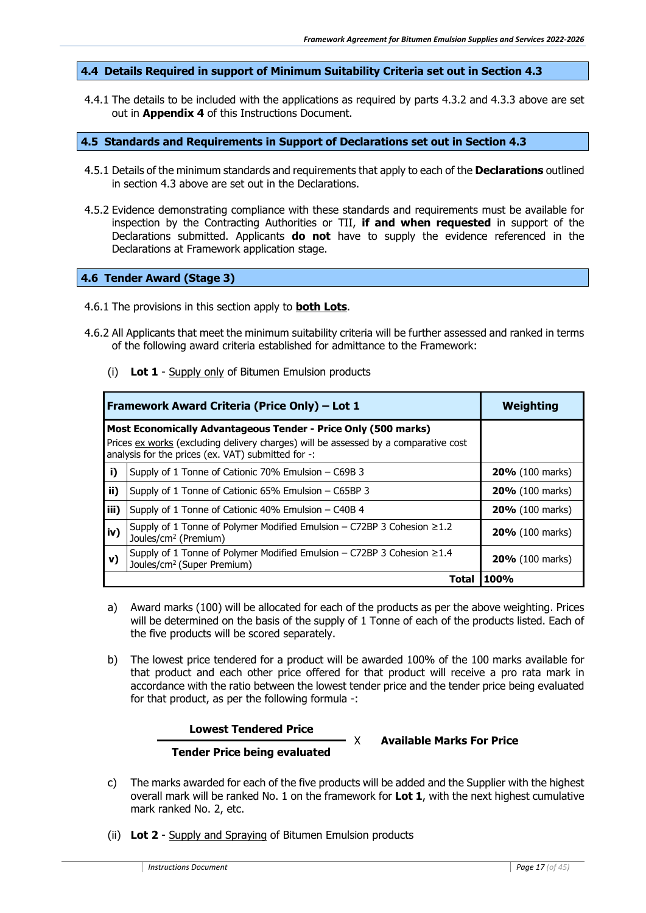## 4.4 Details Required in support of Minimum Suitability Criteria set out in Section 4.3

4.4.1 The details to be included with the applications as required by parts 4.3.2 and 4.3.3 above are set out in **Appendix 4** of this Instructions Document.

## 4.5 Standards and Requirements in Support of Declarations set out in Section 4.3

4.5.1 Details of the minimum standards and requirements that apply to each of the **Declarations** outlined in section 4.3 above are set out in the Declarations.

4.5.2 Evidence demonstrating compliance with these standards and requirements must be available for inspection by the Contracting Authorities or TII, **if and when requested** in support of the Declarations submitted. Applicants **do not** have to supply the evidence referenced in the Declarations at Framework application stage.

## 4.6 Tender Award (Stage 3)

4.6.1 The provisions in this section apply to **both Lots**.

4.6.2 All Applicants that meet the minimum suitability criteria will be further assessed and ranked in terms of the following award criteria established for admittance to the Framework:

(i) **Lot 1** - Supply only of Bitumen Emulsion products

| **Framework Award Criteria (Price Only) – Lot 1** | | **Weighting** |
|---|---|---|
| **Most Economically Advantageous Tender - Price Only (500 marks)** Prices ex works (excluding delivery charges) will be assessed by a comparative cost analysis for the prices (ex. VAT) submitted for -: | | |
| **i)** | Supply of 1 Tonne of Cationic 70% Emulsion – C69B 3 | **20%** (100 marks) |
| **ii)** | Supply of 1 Tonne of Cationic 65% Emulsion – C65BP 3 | **20%** (100 marks) |
| **iii)** | Supply of 1 Tonne of Cationic 40% Emulsion – C40B 4 | **20%** (100 marks) |
| **iv)** | Supply of 1 Tonne of Polymer Modified Emulsion – C72BP 3 Cohesion ≥1.2 Joules/cm$^2$ (Premium) | **20%** (100 marks) |
| **v)** | Supply of 1 Tonne of Polymer Modified Emulsion – C72BP 3 Cohesion ≥1.4 Joules/cm$^2$ (Super Premium) | **20%** (100 marks) |
| | **Total** | **100%** |

a) Award marks (100) will be allocated for each of the products as per the above weighting. Prices will be determined on the basis of the supply of 1 Tonne of each of the products listed. Each of the five products will be scored separately.

b) The lowest price tendered for a product will be awarded 100% of the 100 marks available for that product and each other price offered for that product will receive a pro rata mark in accordance with the ratio between the lowest tender price and the tender price being evaluated for that product, as per the following formula -:

$$\frac{\textbf{Lowest Tendered Price}}{\textbf{Tender Price being evaluated}} \times \textbf{Available Marks For Price}$$

c) The marks awarded for each of the five products will be added and the Supplier with the highest overall mark will be ranked No. 1 on the framework for **Lot 1**, with the next highest cumulative mark ranked No. 2, etc.

(ii) **Lot 2** - Supply and Spraying of Bitumen Emulsion products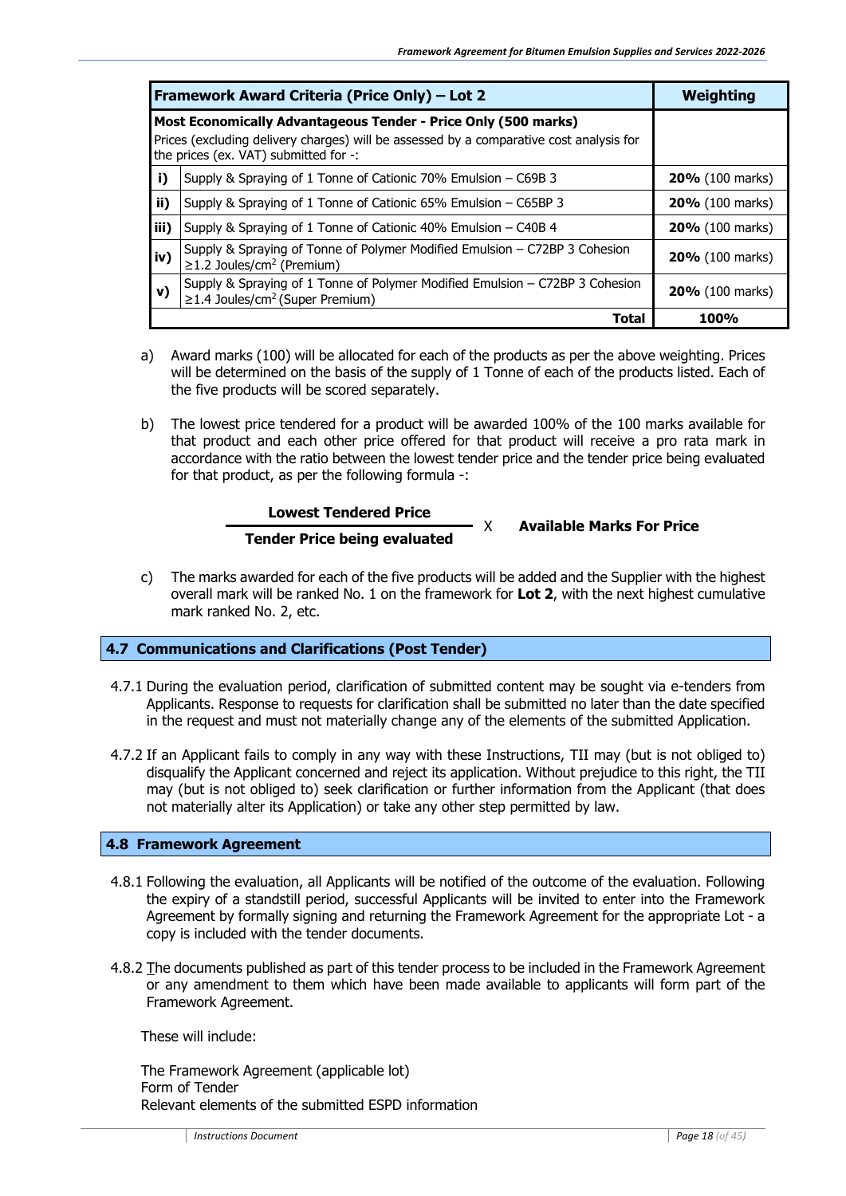| Framework Award Criteria (Price Only) – Lot 2 | | Weighting |
|---|---|---|
| **Most Economically Advantageous Tender - Price Only (500 marks)** Prices (excluding delivery charges) will be assessed by a comparative cost analysis for the prices (ex. VAT) submitted for -: | | |
| **i)** | Supply & Spraying of 1 Tonne of Cationic 70% Emulsion – C69B 3 | **20%** (100 marks) |
| **ii)** | Supply & Spraying of 1 Tonne of Cationic 65% Emulsion – C65BP 3 | **20%** (100 marks) |
| **iii)** | Supply & Spraying of 1 Tonne of Cationic 40% Emulsion – C40B 4 | **20%** (100 marks) |
| **iv)** | Supply & Spraying of Tonne of Polymer Modified Emulsion – C72BP 3 Cohesion ≥1.2 Joules/cm$^2$ (Premium) | **20%** (100 marks) |
| **v)** | Supply & Spraying of 1 Tonne of Polymer Modified Emulsion – C72BP 3 Cohesion ≥1.4 Joules/cm$^2$ (Super Premium) | **20%** (100 marks) |
| | **Total** | **100%** |

a) Award marks (100) will be allocated for each of the products as per the above weighting. Prices will be determined on the basis of the supply of 1 Tonne of each of the products listed. Each of the five products will be scored separately.

b) The lowest price tendered for a product will be awarded 100% of the 100 marks available for that product and each other price offered for that product will receive a pro rata mark in accordance with the ratio between the lowest tender price and the tender price being evaluated for that product, as per the following formula -:

$$\frac{\textbf{Lowest Tendered Price}}{\textbf{Tender Price being evaluated}} \times \textbf{Available Marks For Price}$$

c) The marks awarded for each of the five products will be added and the Supplier with the highest overall mark will be ranked No. 1 on the framework for **Lot 2**, with the next highest cumulative mark ranked No. 2, etc.

## 4.7 Communications and Clarifications (Post Tender)

4.7.1 During the evaluation period, clarification of submitted content may be sought via e-tenders from Applicants. Response to requests for clarification shall be submitted no later than the date specified in the request and must not materially change any of the elements of the submitted Application.

4.7.2 If an Applicant fails to comply in any way with these Instructions, TII may (but is not obliged to) disqualify the Applicant concerned and reject its application. Without prejudice to this right, the TII may (but is not obliged to) seek clarification or further information from the Applicant (that does not materially alter its Application) or take any other step permitted by law.

## 4.8 Framework Agreement

4.8.1 Following the evaluation, all Applicants will be notified of the outcome of the evaluation. Following the expiry of a standstill period, successful Applicants will be invited to enter into the Framework Agreement by formally signing and returning the Framework Agreement for the appropriate Lot - a copy is included with the tender documents.

4.8.2 The documents published as part of this tender process to be included in the Framework Agreement or any amendment to them which have been made available to applicants will form part of the Framework Agreement.

These will include:

The Framework Agreement (applicable lot)
Form of Tender
Relevant elements of the submitted ESPD information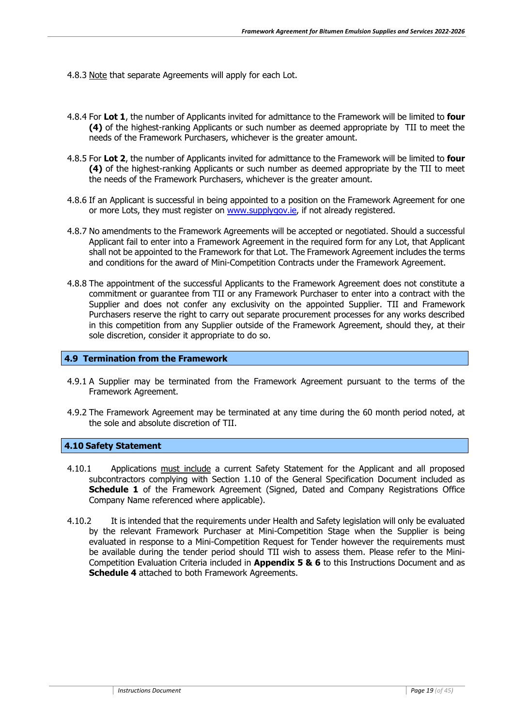4.8.3 Note that separate Agreements will apply for each Lot.

4.8.4 For **Lot 1**, the number of Applicants invited for admittance to the Framework will be limited to **four (4)** of the highest-ranking Applicants or such number as deemed appropriate by TII to meet the needs of the Framework Purchasers, whichever is the greater amount.

4.8.5 For **Lot 2**, the number of Applicants invited for admittance to the Framework will be limited to **four (4)** of the highest-ranking Applicants or such number as deemed appropriate by the TII to meet the needs of the Framework Purchasers, whichever is the greater amount.

4.8.6 If an Applicant is successful in being appointed to a position on the Framework Agreement for one or more Lots, they must register on www.supplygov.ie, if not already registered.

4.8.7 No amendments to the Framework Agreements will be accepted or negotiated. Should a successful Applicant fail to enter into a Framework Agreement in the required form for any Lot, that Applicant shall not be appointed to the Framework for that Lot. The Framework Agreement includes the terms and conditions for the award of Mini-Competition Contracts under the Framework Agreement.

4.8.8 The appointment of the successful Applicants to the Framework Agreement does not constitute a commitment or guarantee from TII or any Framework Purchaser to enter into a contract with the Supplier and does not confer any exclusivity on the appointed Supplier. TII and Framework Purchasers reserve the right to carry out separate procurement processes for any works described in this competition from any Supplier outside of the Framework Agreement, should they, at their sole discretion, consider it appropriate to do so.

## 4.9 Termination from the Framework

4.9.1 A Supplier may be terminated from the Framework Agreement pursuant to the terms of the Framework Agreement.

4.9.2 The Framework Agreement may be terminated at any time during the 60 month period noted, at the sole and absolute discretion of TII.

## 4.10 Safety Statement

4.10.1 Applications must include a current Safety Statement for the Applicant and all proposed subcontractors complying with Section 1.10 of the General Specification Document included as **Schedule 1** of the Framework Agreement (Signed, Dated and Company Registrations Office Company Name referenced where applicable).

4.10.2 It is intended that the requirements under Health and Safety legislation will only be evaluated by the relevant Framework Purchaser at Mini-Competition Stage when the Supplier is being evaluated in response to a Mini-Competition Request for Tender however the requirements must be available during the tender period should TII wish to assess them. Please refer to the Mini-Competition Evaluation Criteria included in **Appendix 5 & 6** to this Instructions Document and as **Schedule 4** attached to both Framework Agreements.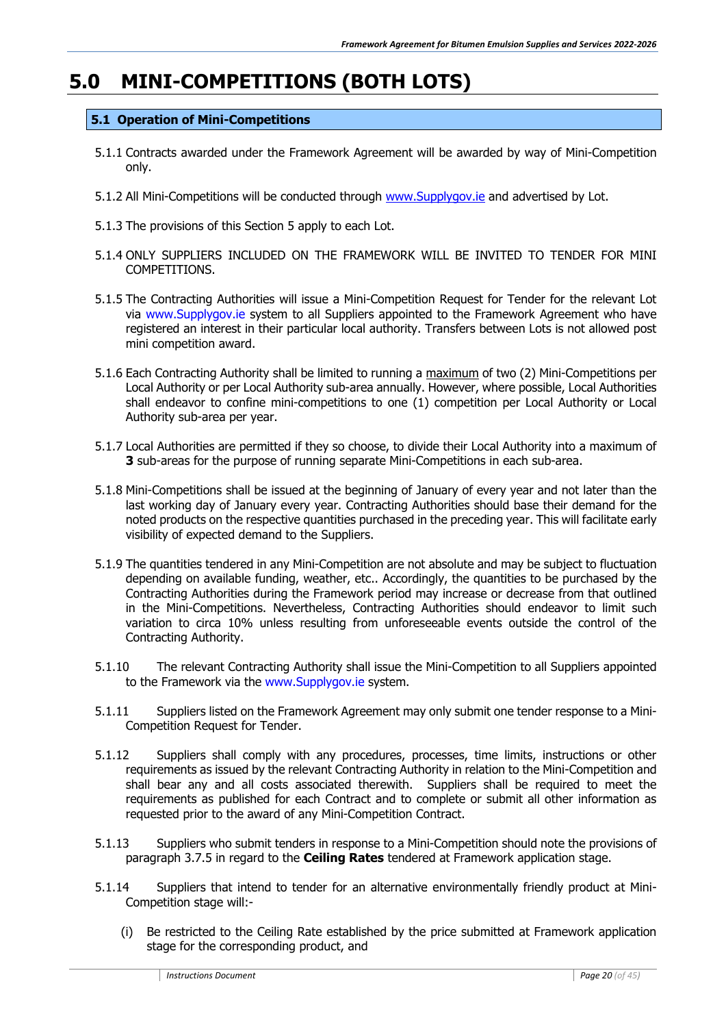# 5.0 MINI-COMPETITIONS (BOTH LOTS)

## 5.1 Operation of Mini-Competitions

5.1.1 Contracts awarded under the Framework Agreement will be awarded by way of Mini-Competition only.

5.1.2 All Mini-Competitions will be conducted through www.Supplygov.ie and advertised by Lot.

5.1.3 The provisions of this Section 5 apply to each Lot.

5.1.4 ONLY SUPPLIERS INCLUDED ON THE FRAMEWORK WILL BE INVITED TO TENDER FOR MINI COMPETITIONS.

5.1.5 The Contracting Authorities will issue a Mini-Competition Request for Tender for the relevant Lot via www.Supplygov.ie system to all Suppliers appointed to the Framework Agreement who have registered an interest in their particular local authority. Transfers between Lots is not allowed post mini competition award.

5.1.6 Each Contracting Authority shall be limited to running a maximum of two (2) Mini-Competitions per Local Authority or per Local Authority sub-area annually. However, where possible, Local Authorities shall endeavor to confine mini-competitions to one (1) competition per Local Authority or Local Authority sub-area per year.

5.1.7 Local Authorities are permitted if they so choose, to divide their Local Authority into a maximum of **3** sub-areas for the purpose of running separate Mini-Competitions in each sub-area.

5.1.8 Mini-Competitions shall be issued at the beginning of January of every year and not later than the last working day of January every year. Contracting Authorities should base their demand for the noted products on the respective quantities purchased in the preceding year. This will facilitate early visibility of expected demand to the Suppliers.

5.1.9 The quantities tendered in any Mini-Competition are not absolute and may be subject to fluctuation depending on available funding, weather, etc.. Accordingly, the quantities to be purchased by the Contracting Authorities during the Framework period may increase or decrease from that outlined in the Mini-Competitions. Nevertheless, Contracting Authorities should endeavor to limit such variation to circa 10% unless resulting from unforeseeable events outside the control of the Contracting Authority.

5.1.10 The relevant Contracting Authority shall issue the Mini-Competition to all Suppliers appointed to the Framework via the www.Supplygov.ie system.

5.1.11 Suppliers listed on the Framework Agreement may only submit one tender response to a Mini-Competition Request for Tender.

5.1.12 Suppliers shall comply with any procedures, processes, time limits, instructions or other requirements as issued by the relevant Contracting Authority in relation to the Mini-Competition and shall bear any and all costs associated therewith. Suppliers shall be required to meet the requirements as published for each Contract and to complete or submit all other information as requested prior to the award of any Mini-Competition Contract.

5.1.13 Suppliers who submit tenders in response to a Mini-Competition should note the provisions of paragraph 3.7.5 in regard to the **Ceiling Rates** tendered at Framework application stage.

5.1.14 Suppliers that intend to tender for an alternative environmentally friendly product at Mini-Competition stage will:-

(i) Be restricted to the Ceiling Rate established by the price submitted at Framework application stage for the corresponding product, and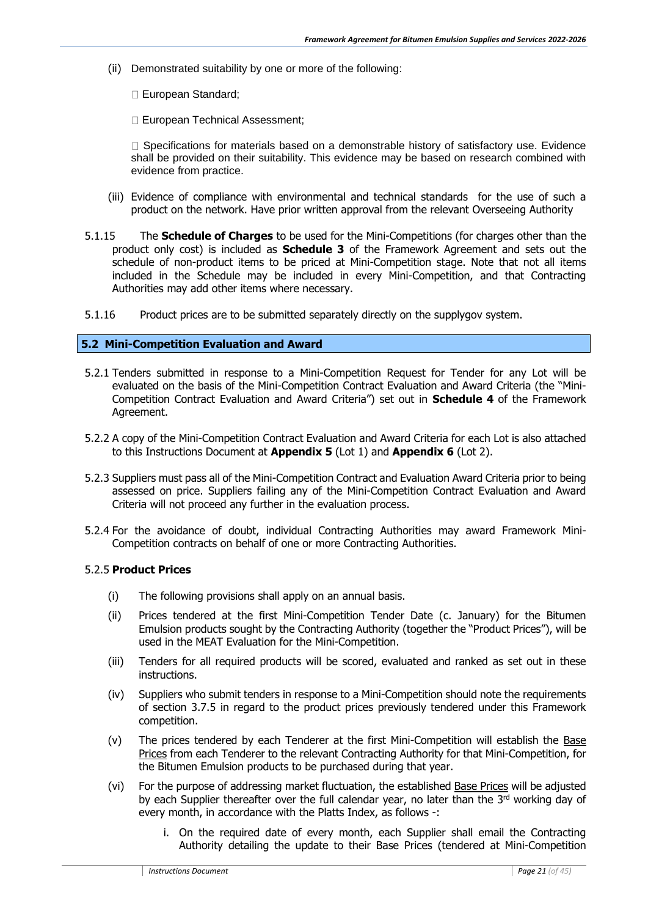(ii) Demonstrated suitability by one or more of the following:

 European Standard;

 European Technical Assessment;

 Specifications for materials based on a demonstrable history of satisfactory use. Evidence shall be provided on their suitability. This evidence may be based on research combined with evidence from practice.

(iii) Evidence of compliance with environmental and technical standards for the use of such a product on the network. Have prior written approval from the relevant Overseeing Authority

5.1.15 The **Schedule of Charges** to be used for the Mini-Competitions (for charges other than the product only cost) is included as **Schedule 3** of the Framework Agreement and sets out the schedule of non-product items to be priced at Mini-Competition stage. Note that not all items included in the Schedule may be included in every Mini-Competition, and that Contracting Authorities may add other items where necessary.

5.1.16 Product prices are to be submitted separately directly on the supplygov system.

## 5.2 Mini-Competition Evaluation and Award

5.2.1 Tenders submitted in response to a Mini-Competition Request for Tender for any Lot will be evaluated on the basis of the Mini-Competition Contract Evaluation and Award Criteria (the "Mini-Competition Contract Evaluation and Award Criteria") set out in **Schedule 4** of the Framework Agreement.

5.2.2 A copy of the Mini-Competition Contract Evaluation and Award Criteria for each Lot is also attached to this Instructions Document at **Appendix 5** (Lot 1) and **Appendix 6** (Lot 2).

5.2.3 Suppliers must pass all of the Mini-Competition Contract and Evaluation Award Criteria prior to being assessed on price. Suppliers failing any of the Mini-Competition Contract Evaluation and Award Criteria will not proceed any further in the evaluation process.

5.2.4 For the avoidance of doubt, individual Contracting Authorities may award Framework Mini-Competition contracts on behalf of one or more Contracting Authorities.

5.2.5 **Product Prices**

(i) The following provisions shall apply on an annual basis.

(ii) Prices tendered at the first Mini-Competition Tender Date (c. January) for the Bitumen Emulsion products sought by the Contracting Authority (together the "Product Prices"), will be used in the MEAT Evaluation for the Mini-Competition.

(iii) Tenders for all required products will be scored, evaluated and ranked as set out in these instructions.

(iv) Suppliers who submit tenders in response to a Mini-Competition should note the requirements of section 3.7.5 in regard to the product prices previously tendered under this Framework competition.

(v) The prices tendered by each Tenderer at the first Mini-Competition will establish the Base Prices from each Tenderer to the relevant Contracting Authority for that Mini-Competition, for the Bitumen Emulsion products to be purchased during that year.

(vi) For the purpose of addressing market fluctuation, the established Base Prices will be adjusted by each Supplier thereafter over the full calendar year, no later than the 3rd working day of every month, in accordance with the Platts Index, as follows -:

i. On the required date of every month, each Supplier shall email the Contracting Authority detailing the update to their Base Prices (tendered at Mini-Competition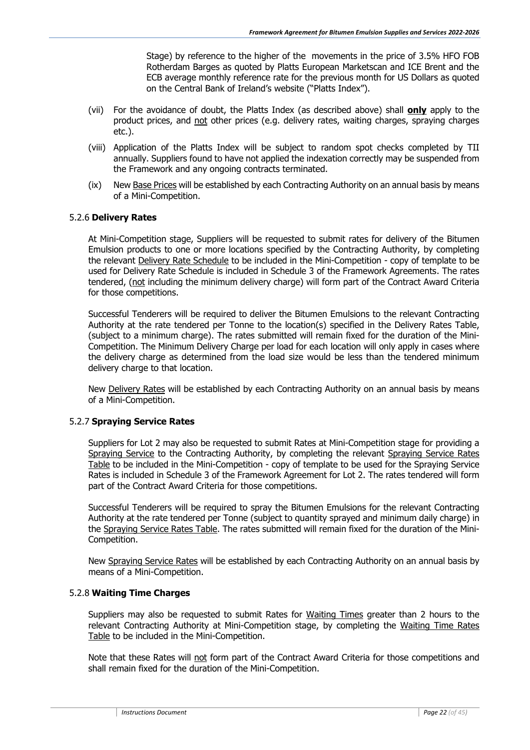Stage) by reference to the higher of the movements in the price of 3.5% HFO FOB Rotherdam Barges as quoted by Platts European Marketscan and ICE Brent and the ECB average monthly reference rate for the previous month for US Dollars as quoted on the Central Bank of Ireland's website ("Platts Index").

(vii) For the avoidance of doubt, the Platts Index (as described above) shall **only** apply to the product prices, and not other prices (e.g. delivery rates, waiting charges, spraying charges etc.).

(viii) Application of the Platts Index will be subject to random spot checks completed by TII annually. Suppliers found to have not applied the indexation correctly may be suspended from the Framework and any ongoing contracts terminated.

(ix) New Base Prices will be established by each Contracting Authority on an annual basis by means of a Mini-Competition.

### 5.2.6 **Delivery Rates**

At Mini-Competition stage, Suppliers will be requested to submit rates for delivery of the Bitumen Emulsion products to one or more locations specified by the Contracting Authority, by completing the relevant Delivery Rate Schedule to be included in the Mini-Competition - copy of template to be used for Delivery Rate Schedule is included in Schedule 3 of the Framework Agreements. The rates tendered, (not including the minimum delivery charge) will form part of the Contract Award Criteria for those competitions.

Successful Tenderers will be required to deliver the Bitumen Emulsions to the relevant Contracting Authority at the rate tendered per Tonne to the location(s) specified in the Delivery Rates Table, (subject to a minimum charge). The rates submitted will remain fixed for the duration of the Mini-Competition. The Minimum Delivery Charge per load for each location will only apply in cases where the delivery charge as determined from the load size would be less than the tendered minimum delivery charge to that location.

New Delivery Rates will be established by each Contracting Authority on an annual basis by means of a Mini-Competition.

### 5.2.7 **Spraying Service Rates**

Suppliers for Lot 2 may also be requested to submit Rates at Mini-Competition stage for providing a Spraying Service to the Contracting Authority, by completing the relevant Spraying Service Rates Table to be included in the Mini-Competition - copy of template to be used for the Spraying Service Rates is included in Schedule 3 of the Framework Agreement for Lot 2. The rates tendered will form part of the Contract Award Criteria for those competitions.

Successful Tenderers will be required to spray the Bitumen Emulsions for the relevant Contracting Authority at the rate tendered per Tonne (subject to quantity sprayed and minimum daily charge) in the Spraying Service Rates Table. The rates submitted will remain fixed for the duration of the Mini-Competition.

New Spraying Service Rates will be established by each Contracting Authority on an annual basis by means of a Mini-Competition.

### 5.2.8 **Waiting Time Charges**

Suppliers may also be requested to submit Rates for Waiting Times greater than 2 hours to the relevant Contracting Authority at Mini-Competition stage, by completing the Waiting Time Rates Table to be included in the Mini-Competition.

Note that these Rates will not form part of the Contract Award Criteria for those competitions and shall remain fixed for the duration of the Mini-Competition.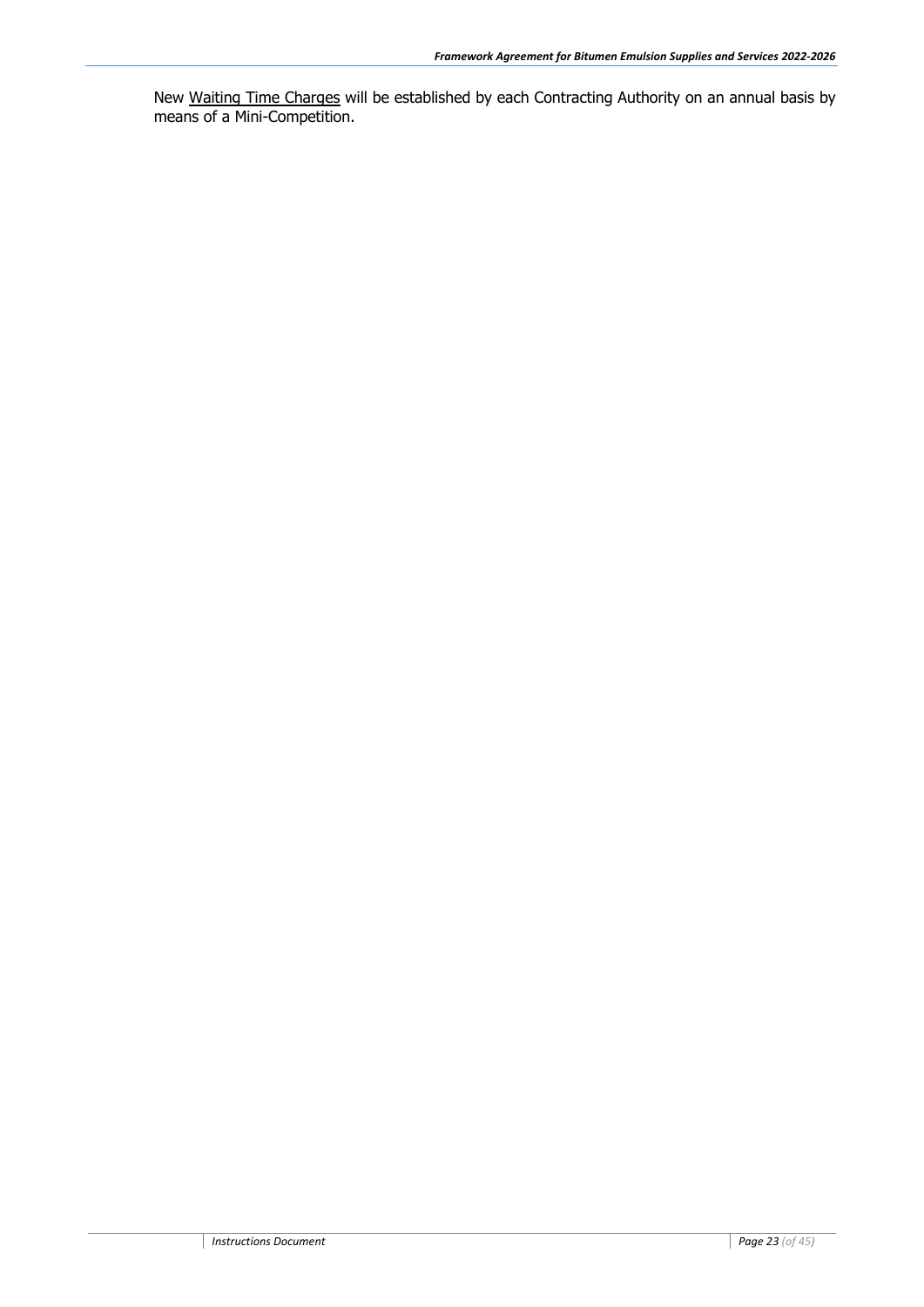New <u>Waiting Time Charges</u> will be established by each Contracting Authority on an annual basis by means of a Mini-Competition.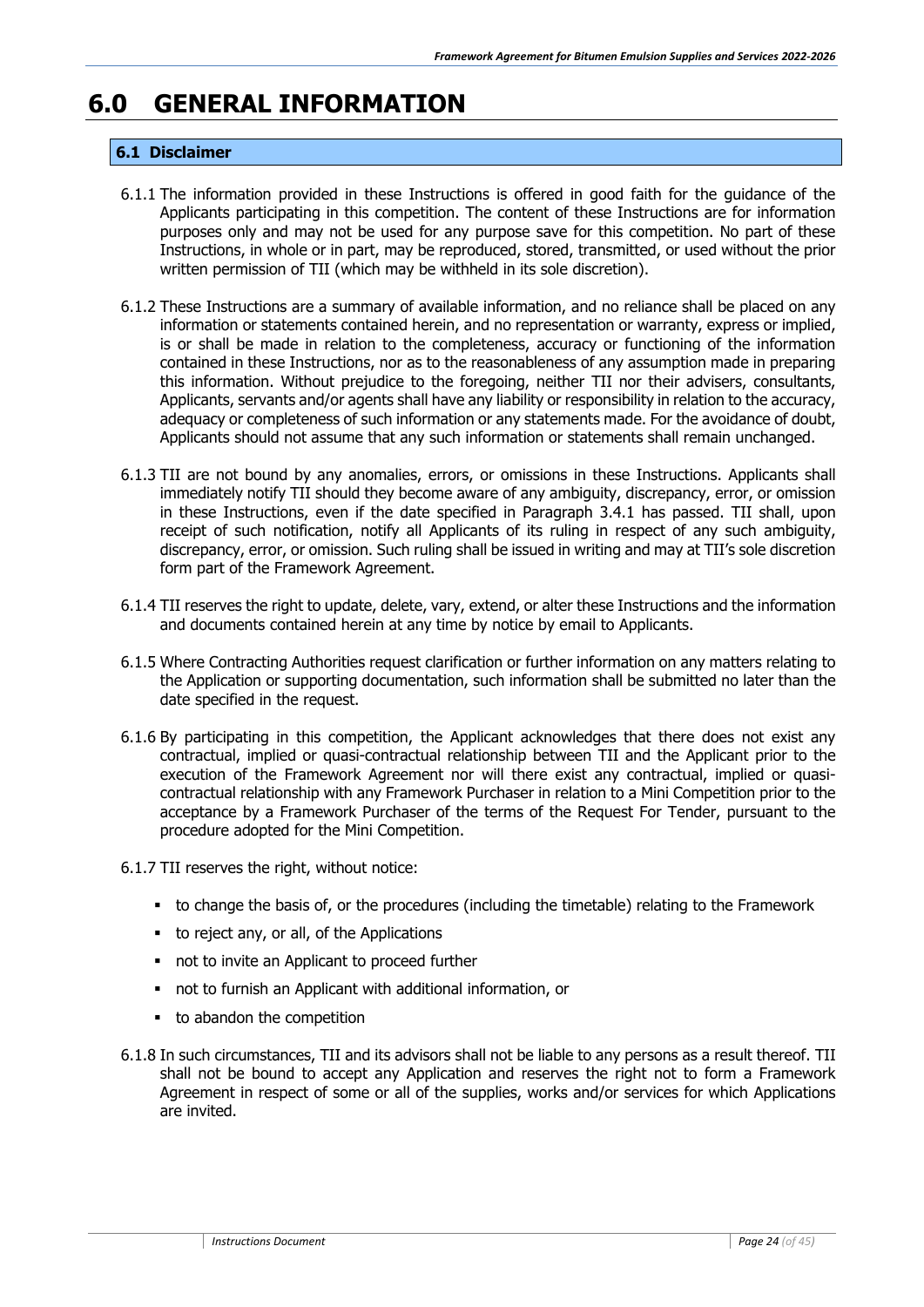# 6.0 GENERAL INFORMATION

## 6.1 Disclaimer

6.1.1 The information provided in these Instructions is offered in good faith for the guidance of the Applicants participating in this competition. The content of these Instructions are for information purposes only and may not be used for any purpose save for this competition. No part of these Instructions, in whole or in part, may be reproduced, stored, transmitted, or used without the prior written permission of TII (which may be withheld in its sole discretion).

6.1.2 These Instructions are a summary of available information, and no reliance shall be placed on any information or statements contained herein, and no representation or warranty, express or implied, is or shall be made in relation to the completeness, accuracy or functioning of the information contained in these Instructions, nor as to the reasonableness of any assumption made in preparing this information. Without prejudice to the foregoing, neither TII nor their advisers, consultants, Applicants, servants and/or agents shall have any liability or responsibility in relation to the accuracy, adequacy or completeness of such information or any statements made. For the avoidance of doubt, Applicants should not assume that any such information or statements shall remain unchanged.

6.1.3 TII are not bound by any anomalies, errors, or omissions in these Instructions. Applicants shall immediately notify TII should they become aware of any ambiguity, discrepancy, error, or omission in these Instructions, even if the date specified in Paragraph 3.4.1 has passed. TII shall, upon receipt of such notification, notify all Applicants of its ruling in respect of any such ambiguity, discrepancy, error, or omission. Such ruling shall be issued in writing and may at TII's sole discretion form part of the Framework Agreement.

6.1.4 TII reserves the right to update, delete, vary, extend, or alter these Instructions and the information and documents contained herein at any time by notice by email to Applicants.

6.1.5 Where Contracting Authorities request clarification or further information on any matters relating to the Application or supporting documentation, such information shall be submitted no later than the date specified in the request.

6.1.6 By participating in this competition, the Applicant acknowledges that there does not exist any contractual, implied or quasi-contractual relationship between TII and the Applicant prior to the execution of the Framework Agreement nor will there exist any contractual, implied or quasi-contractual relationship with any Framework Purchaser in relation to a Mini Competition prior to the acceptance by a Framework Purchaser of the terms of the Request For Tender, pursuant to the procedure adopted for the Mini Competition.

6.1.7 TII reserves the right, without notice:

- to change the basis of, or the procedures (including the timetable) relating to the Framework
- to reject any, or all, of the Applications
- not to invite an Applicant to proceed further
- not to furnish an Applicant with additional information, or
- to abandon the competition

6.1.8 In such circumstances, TII and its advisors shall not be liable to any persons as a result thereof. TII shall not be bound to accept any Application and reserves the right not to form a Framework Agreement in respect of some or all of the supplies, works and/or services for which Applications are invited.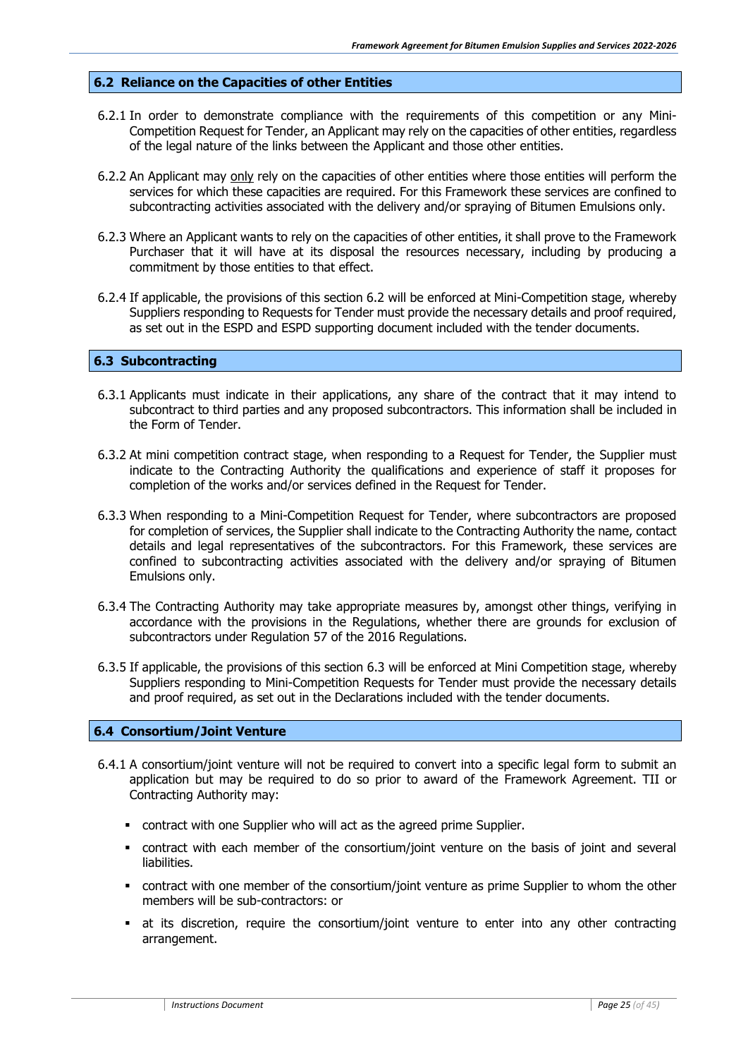## 6.2 Reliance on the Capacities of other Entities

6.2.1 In order to demonstrate compliance with the requirements of this competition or any Mini-Competition Request for Tender, an Applicant may rely on the capacities of other entities, regardless of the legal nature of the links between the Applicant and those other entities.

6.2.2 An Applicant may <u>only</u> rely on the capacities of other entities where those entities will perform the services for which these capacities are required. For this Framework these services are confined to subcontracting activities associated with the delivery and/or spraying of Bitumen Emulsions only.

6.2.3 Where an Applicant wants to rely on the capacities of other entities, it shall prove to the Framework Purchaser that it will have at its disposal the resources necessary, including by producing a commitment by those entities to that effect.

6.2.4 If applicable, the provisions of this section 6.2 will be enforced at Mini-Competition stage, whereby Suppliers responding to Requests for Tender must provide the necessary details and proof required, as set out in the ESPD and ESPD supporting document included with the tender documents.

## 6.3 Subcontracting

6.3.1 Applicants must indicate in their applications, any share of the contract that it may intend to subcontract to third parties and any proposed subcontractors. This information shall be included in the Form of Tender.

6.3.2 At mini competition contract stage, when responding to a Request for Tender, the Supplier must indicate to the Contracting Authority the qualifications and experience of staff it proposes for completion of the works and/or services defined in the Request for Tender.

6.3.3 When responding to a Mini-Competition Request for Tender, where subcontractors are proposed for completion of services, the Supplier shall indicate to the Contracting Authority the name, contact details and legal representatives of the subcontractors. For this Framework, these services are confined to subcontracting activities associated with the delivery and/or spraying of Bitumen Emulsions only.

6.3.4 The Contracting Authority may take appropriate measures by, amongst other things, verifying in accordance with the provisions in the Regulations, whether there are grounds for exclusion of subcontractors under Regulation 57 of the 2016 Regulations.

6.3.5 If applicable, the provisions of this section 6.3 will be enforced at Mini Competition stage, whereby Suppliers responding to Mini-Competition Requests for Tender must provide the necessary details and proof required, as set out in the Declarations included with the tender documents.

## 6.4 Consortium/Joint Venture

6.4.1 A consortium/joint venture will not be required to convert into a specific legal form to submit an application but may be required to do so prior to award of the Framework Agreement. TII or Contracting Authority may:

- contract with one Supplier who will act as the agreed prime Supplier.
- contract with each member of the consortium/joint venture on the basis of joint and several liabilities.
- contract with one member of the consortium/joint venture as prime Supplier to whom the other members will be sub-contractors: or
- at its discretion, require the consortium/joint venture to enter into any other contracting arrangement.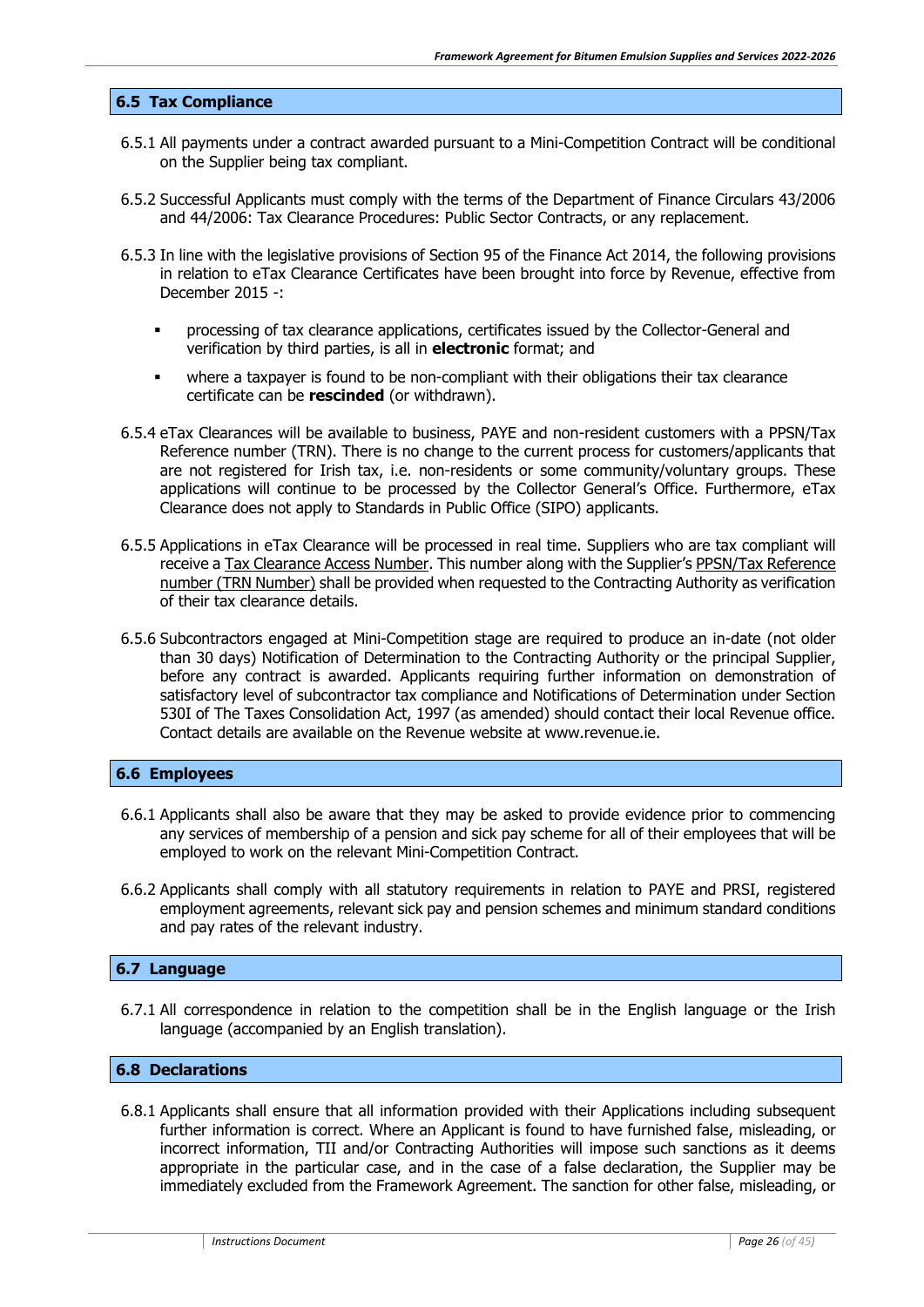## 6.5 Tax Compliance

6.5.1 All payments under a contract awarded pursuant to a Mini-Competition Contract will be conditional on the Supplier being tax compliant.

6.5.2 Successful Applicants must comply with the terms of the Department of Finance Circulars 43/2006 and 44/2006: Tax Clearance Procedures: Public Sector Contracts, or any replacement.

6.5.3 In line with the legislative provisions of Section 95 of the Finance Act 2014, the following provisions in relation to eTax Clearance Certificates have been brought into force by Revenue, effective from December 2015 -:

- processing of tax clearance applications, certificates issued by the Collector-General and verification by third parties, is all in **electronic** format; and
- where a taxpayer is found to be non-compliant with their obligations their tax clearance certificate can be **rescinded** (or withdrawn).

6.5.4 eTax Clearances will be available to business, PAYE and non-resident customers with a PPSN/Tax Reference number (TRN). There is no change to the current process for customers/applicants that are not registered for Irish tax, i.e. non-residents or some community/voluntary groups. These applications will continue to be processed by the Collector General's Office. Furthermore, eTax Clearance does not apply to Standards in Public Office (SIPO) applicants.

6.5.5 Applications in eTax Clearance will be processed in real time. Suppliers who are tax compliant will receive a Tax Clearance Access Number. This number along with the Supplier's PPSN/Tax Reference number (TRN Number) shall be provided when requested to the Contracting Authority as verification of their tax clearance details.

6.5.6 Subcontractors engaged at Mini-Competition stage are required to produce an in-date (not older than 30 days) Notification of Determination to the Contracting Authority or the principal Supplier, before any contract is awarded. Applicants requiring further information on demonstration of satisfactory level of subcontractor tax compliance and Notifications of Determination under Section 530I of The Taxes Consolidation Act, 1997 (as amended) should contact their local Revenue office. Contact details are available on the Revenue website at www.revenue.ie.

## 6.6 Employees

6.6.1 Applicants shall also be aware that they may be asked to provide evidence prior to commencing any services of membership of a pension and sick pay scheme for all of their employees that will be employed to work on the relevant Mini-Competition Contract.

6.6.2 Applicants shall comply with all statutory requirements in relation to PAYE and PRSI, registered employment agreements, relevant sick pay and pension schemes and minimum standard conditions and pay rates of the relevant industry.

## 6.7 Language

6.7.1 All correspondence in relation to the competition shall be in the English language or the Irish language (accompanied by an English translation).

## 6.8 Declarations

6.8.1 Applicants shall ensure that all information provided with their Applications including subsequent further information is correct. Where an Applicant is found to have furnished false, misleading, or incorrect information, TII and/or Contracting Authorities will impose such sanctions as it deems appropriate in the particular case, and in the case of a false declaration, the Supplier may be immediately excluded from the Framework Agreement. The sanction for other false, misleading, or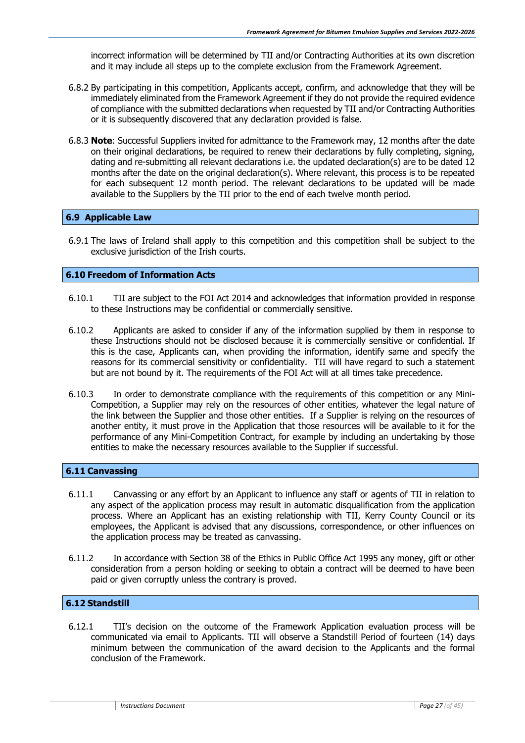incorrect information will be determined by TII and/or Contracting Authorities at its own discretion and it may include all steps up to the complete exclusion from the Framework Agreement.

6.8.2 By participating in this competition, Applicants accept, confirm, and acknowledge that they will be immediately eliminated from the Framework Agreement if they do not provide the required evidence of compliance with the submitted declarations when requested by TII and/or Contracting Authorities or it is subsequently discovered that any declaration provided is false.

6.8.3 **Note**: Successful Suppliers invited for admittance to the Framework may, 12 months after the date on their original declarations, be required to renew their declarations by fully completing, signing, dating and re-submitting all relevant declarations i.e. the updated declaration(s) are to be dated 12 months after the date on the original declaration(s). Where relevant, this process is to be repeated for each subsequent 12 month period. The relevant declarations to be updated will be made available to the Suppliers by the TII prior to the end of each twelve month period.

## 6.9 Applicable Law

6.9.1 The laws of Ireland shall apply to this competition and this competition shall be subject to the exclusive jurisdiction of the Irish courts.

## 6.10 Freedom of Information Acts

6.10.1 TII are subject to the FOI Act 2014 and acknowledges that information provided in response to these Instructions may be confidential or commercially sensitive.

6.10.2 Applicants are asked to consider if any of the information supplied by them in response to these Instructions should not be disclosed because it is commercially sensitive or confidential. If this is the case, Applicants can, when providing the information, identify same and specify the reasons for its commercial sensitivity or confidentiality. TII will have regard to such a statement but are not bound by it. The requirements of the FOI Act will at all times take precedence.

6.10.3 In order to demonstrate compliance with the requirements of this competition or any Mini-Competition, a Supplier may rely on the resources of other entities, whatever the legal nature of the link between the Supplier and those other entities. If a Supplier is relying on the resources of another entity, it must prove in the Application that those resources will be available to it for the performance of any Mini-Competition Contract, for example by including an undertaking by those entities to make the necessary resources available to the Supplier if successful.

## 6.11 Canvassing

6.11.1 Canvassing or any effort by an Applicant to influence any staff or agents of TII in relation to any aspect of the application process may result in automatic disqualification from the application process. Where an Applicant has an existing relationship with TII, Kerry County Council or its employees, the Applicant is advised that any discussions, correspondence, or other influences on the application process may be treated as canvassing.

6.11.2 In accordance with Section 38 of the Ethics in Public Office Act 1995 any money, gift or other consideration from a person holding or seeking to obtain a contract will be deemed to have been paid or given corruptly unless the contrary is proved.

## 6.12 Standstill

6.12.1 TII's decision on the outcome of the Framework Application evaluation process will be communicated via email to Applicants. TII will observe a Standstill Period of fourteen (14) days minimum between the communication of the award decision to the Applicants and the formal conclusion of the Framework.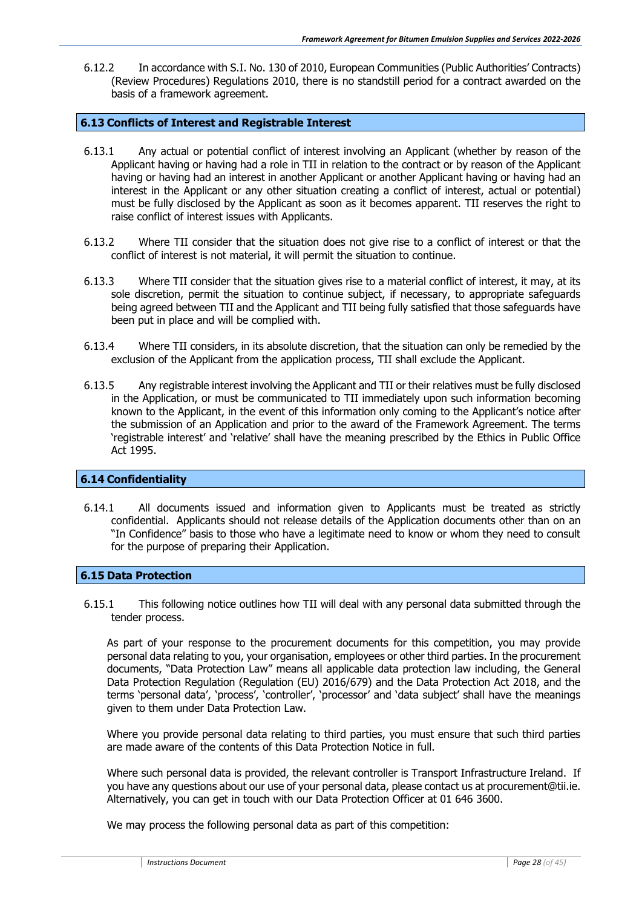6.12.2 In accordance with S.I. No. 130 of 2010, European Communities (Public Authorities' Contracts) (Review Procedures) Regulations 2010, there is no standstill period for a contract awarded on the basis of a framework agreement.

## 6.13 Conflicts of Interest and Registrable Interest

6.13.1 Any actual or potential conflict of interest involving an Applicant (whether by reason of the Applicant having or having had a role in TII in relation to the contract or by reason of the Applicant having or having had an interest in another Applicant or another Applicant having or having had an interest in the Applicant or any other situation creating a conflict of interest, actual or potential) must be fully disclosed by the Applicant as soon as it becomes apparent. TII reserves the right to raise conflict of interest issues with Applicants.

6.13.2 Where TII consider that the situation does not give rise to a conflict of interest or that the conflict of interest is not material, it will permit the situation to continue.

6.13.3 Where TII consider that the situation gives rise to a material conflict of interest, it may, at its sole discretion, permit the situation to continue subject, if necessary, to appropriate safeguards being agreed between TII and the Applicant and TII being fully satisfied that those safeguards have been put in place and will be complied with.

6.13.4 Where TII considers, in its absolute discretion, that the situation can only be remedied by the exclusion of the Applicant from the application process, TII shall exclude the Applicant.

6.13.5 Any registrable interest involving the Applicant and TII or their relatives must be fully disclosed in the Application, or must be communicated to TII immediately upon such information becoming known to the Applicant, in the event of this information only coming to the Applicant's notice after the submission of an Application and prior to the award of the Framework Agreement. The terms 'registrable interest' and 'relative' shall have the meaning prescribed by the Ethics in Public Office Act 1995.

## 6.14 Confidentiality

6.14.1 All documents issued and information given to Applicants must be treated as strictly confidential. Applicants should not release details of the Application documents other than on an "In Confidence" basis to those who have a legitimate need to know or whom they need to consult for the purpose of preparing their Application.

## 6.15 Data Protection

6.15.1 This following notice outlines how TII will deal with any personal data submitted through the tender process.

As part of your response to the procurement documents for this competition, you may provide personal data relating to you, your organisation, employees or other third parties. In the procurement documents, "Data Protection Law" means all applicable data protection law including, the General Data Protection Regulation (Regulation (EU) 2016/679) and the Data Protection Act 2018, and the terms 'personal data', 'process', 'controller', 'processor' and 'data subject' shall have the meanings given to them under Data Protection Law.

Where you provide personal data relating to third parties, you must ensure that such third parties are made aware of the contents of this Data Protection Notice in full.

Where such personal data is provided, the relevant controller is Transport Infrastructure Ireland. If you have any questions about our use of your personal data, please contact us at procurement@tii.ie. Alternatively, you can get in touch with our Data Protection Officer at 01 646 3600.

We may process the following personal data as part of this competition: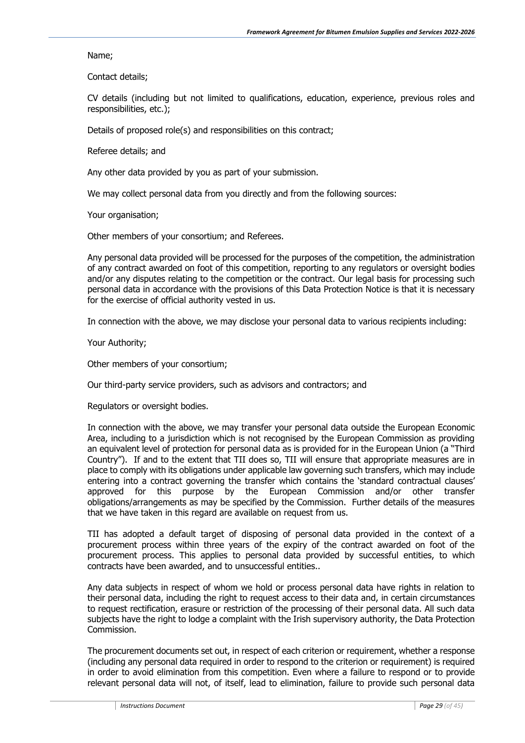Name;

Contact details;

CV details (including but not limited to qualifications, education, experience, previous roles and responsibilities, etc.);

Details of proposed role(s) and responsibilities on this contract;

Referee details; and

Any other data provided by you as part of your submission.

We may collect personal data from you directly and from the following sources:

Your organisation;

Other members of your consortium; and Referees.

Any personal data provided will be processed for the purposes of the competition, the administration of any contract awarded on foot of this competition, reporting to any regulators or oversight bodies and/or any disputes relating to the competition or the contract. Our legal basis for processing such personal data in accordance with the provisions of this Data Protection Notice is that it is necessary for the exercise of official authority vested in us.

In connection with the above, we may disclose your personal data to various recipients including:

Your Authority;

Other members of your consortium;

Our third-party service providers, such as advisors and contractors; and

Regulators or oversight bodies.

In connection with the above, we may transfer your personal data outside the European Economic Area, including to a jurisdiction which is not recognised by the European Commission as providing an equivalent level of protection for personal data as is provided for in the European Union (a "Third Country"). If and to the extent that TII does so, TII will ensure that appropriate measures are in place to comply with its obligations under applicable law governing such transfers, which may include entering into a contract governing the transfer which contains the 'standard contractual clauses' approved for this purpose by the European Commission and/or other transfer obligations/arrangements as may be specified by the Commission. Further details of the measures that we have taken in this regard are available on request from us.

TII has adopted a default target of disposing of personal data provided in the context of a procurement process within three years of the expiry of the contract awarded on foot of the procurement process. This applies to personal data provided by successful entities, to which contracts have been awarded, and to unsuccessful entities..

Any data subjects in respect of whom we hold or process personal data have rights in relation to their personal data, including the right to request access to their data and, in certain circumstances to request rectification, erasure or restriction of the processing of their personal data. All such data subjects have the right to lodge a complaint with the Irish supervisory authority, the Data Protection Commission.

The procurement documents set out, in respect of each criterion or requirement, whether a response (including any personal data required in order to respond to the criterion or requirement) is required in order to avoid elimination from this competition. Even where a failure to respond or to provide relevant personal data will not, of itself, lead to elimination, failure to provide such personal data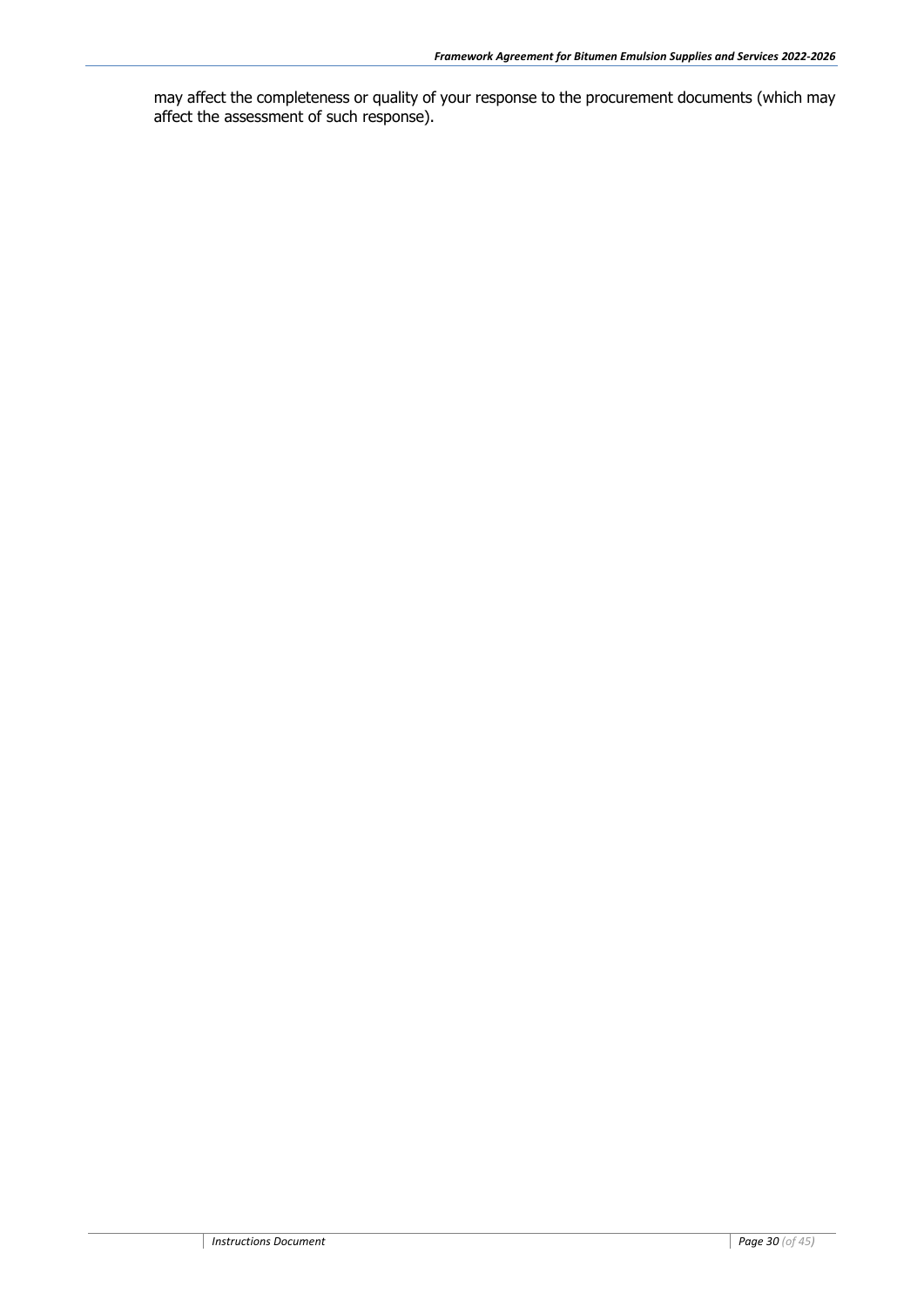may affect the completeness or quality of your response to the procurement documents (which may affect the assessment of such response).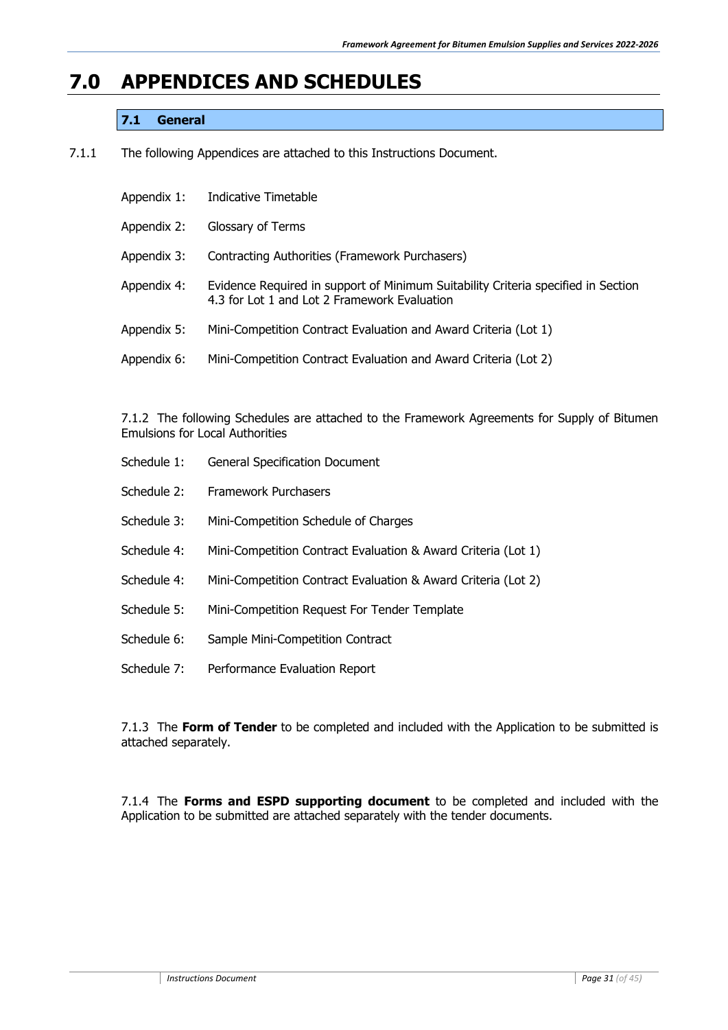# 7.0 APPENDICES AND SCHEDULES

## 7.1 General

7.1.1 The following Appendices are attached to this Instructions Document.

Appendix 1: Indicative Timetable

Appendix 2: Glossary of Terms

Appendix 3: Contracting Authorities (Framework Purchasers)

Appendix 4: Evidence Required in support of Minimum Suitability Criteria specified in Section 4.3 for Lot 1 and Lot 2 Framework Evaluation

Appendix 5: Mini-Competition Contract Evaluation and Award Criteria (Lot 1)

Appendix 6: Mini-Competition Contract Evaluation and Award Criteria (Lot 2)

7.1.2 The following Schedules are attached to the Framework Agreements for Supply of Bitumen Emulsions for Local Authorities

Schedule 1: General Specification Document

Schedule 2: Framework Purchasers

Schedule 3: Mini-Competition Schedule of Charges

Schedule 4: Mini-Competition Contract Evaluation & Award Criteria (Lot 1)

Schedule 4: Mini-Competition Contract Evaluation & Award Criteria (Lot 2)

Schedule 5: Mini-Competition Request For Tender Template

Schedule 6: Sample Mini-Competition Contract

Schedule 7: Performance Evaluation Report

7.1.3 The **Form of Tender** to be completed and included with the Application to be submitted is attached separately.

7.1.4 The **Forms and ESPD supporting document** to be completed and included with the Application to be submitted are attached separately with the tender documents.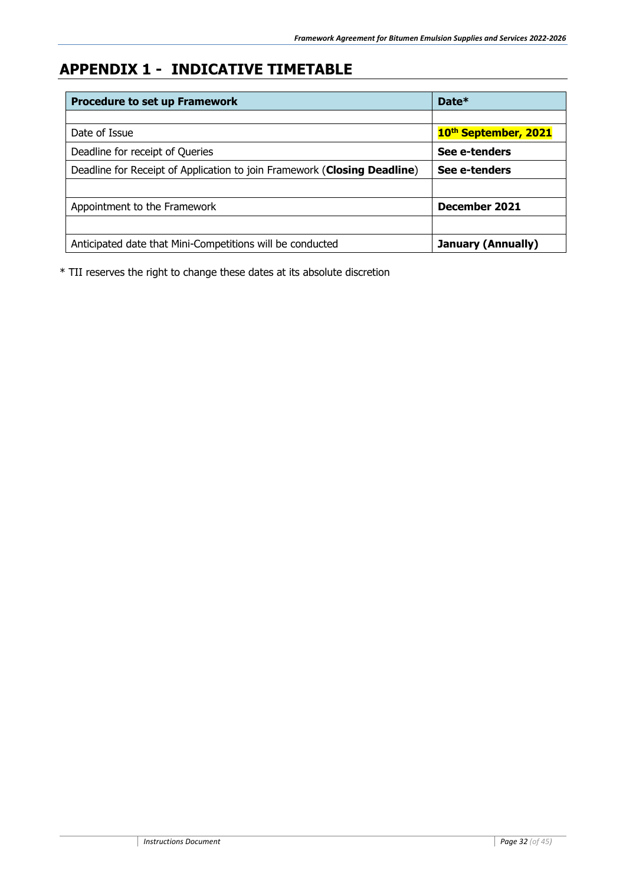# APPENDIX 1 - INDICATIVE TIMETABLE

| Procedure to set up Framework | Date* |
|---|---|
| | |
| Date of Issue | **10th September, 2021** |
| Deadline for receipt of Queries | **See e-tenders** |
| Deadline for Receipt of Application to join Framework (**Closing Deadline**) | **See e-tenders** |
| | |
| Appointment to the Framework | **December 2021** |
| | |
| Anticipated date that Mini-Competitions will be conducted | **January (Annually)** |

* TII reserves the right to change these dates at its absolute discretion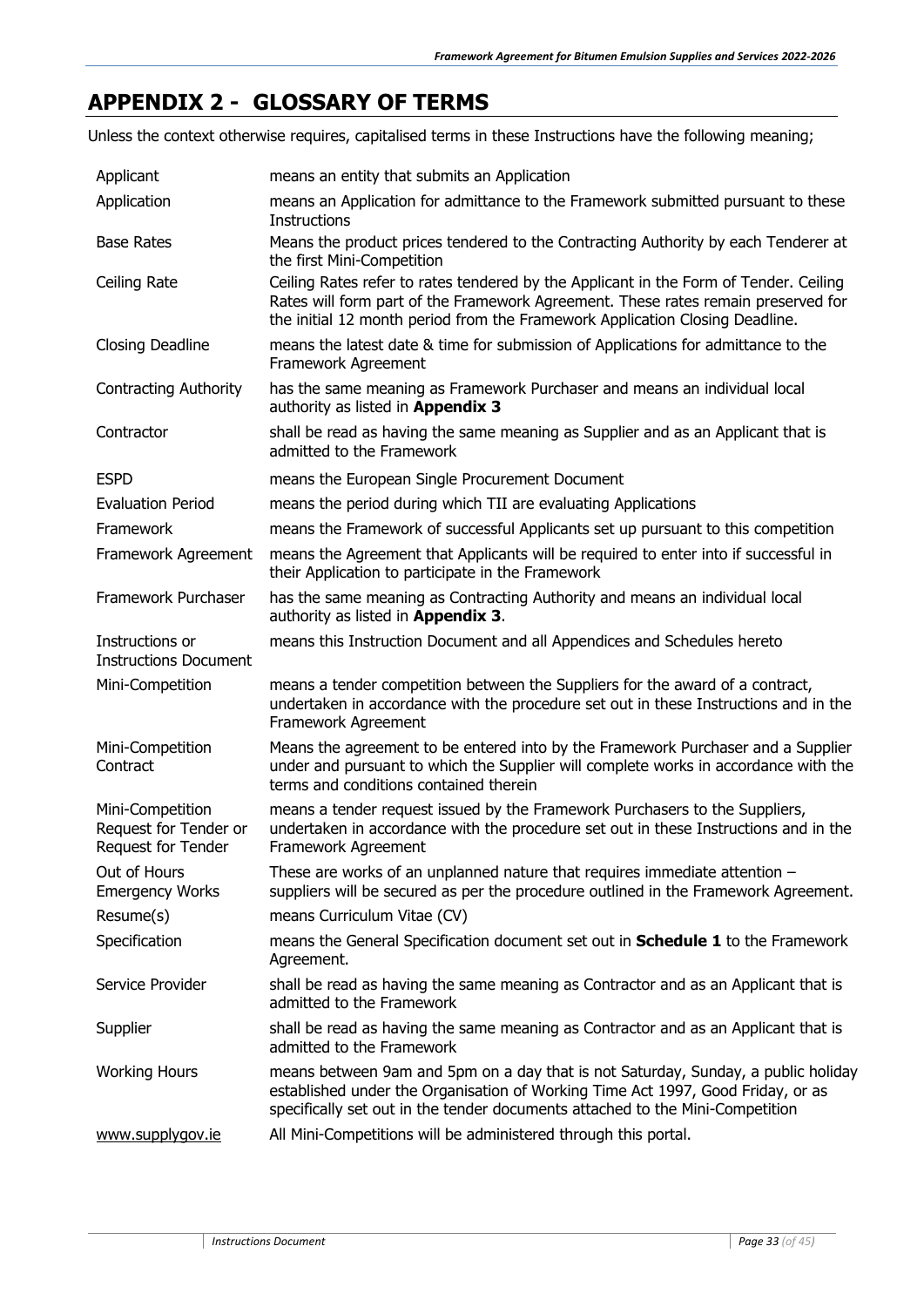# APPENDIX 2 - GLOSSARY OF TERMS

Unless the context otherwise requires, capitalised terms in these Instructions have the following meaning;

| | |
|---|---|
| Applicant | means an entity that submits an Application |
| Application | means an Application for admittance to the Framework submitted pursuant to these Instructions |
| Base Rates | Means the product prices tendered to the Contracting Authority by each Tenderer at the first Mini-Competition |
| Ceiling Rate | Ceiling Rates refer to rates tendered by the Applicant in the Form of Tender. Ceiling Rates will form part of the Framework Agreement. These rates remain preserved for the initial 12 month period from the Framework Application Closing Deadline. |
| Closing Deadline | means the latest date & time for submission of Applications for admittance to the Framework Agreement |
| Contracting Authority | has the same meaning as Framework Purchaser and means an individual local authority as listed in **Appendix 3** |
| Contractor | shall be read as having the same meaning as Supplier and as an Applicant that is admitted to the Framework |
| ESPD | means the European Single Procurement Document |
| Evaluation Period | means the period during which TII are evaluating Applications |
| Framework | means the Framework of successful Applicants set up pursuant to this competition |
| Framework Agreement | means the Agreement that Applicants will be required to enter into if successful in their Application to participate in the Framework |
| Framework Purchaser | has the same meaning as Contracting Authority and means an individual local authority as listed in **Appendix 3**. |
| Instructions or Instructions Document | means this Instruction Document and all Appendices and Schedules hereto |
| Mini-Competition | means a tender competition between the Suppliers for the award of a contract, undertaken in accordance with the procedure set out in these Instructions and in the Framework Agreement |
| Mini-Competition Contract | Means the agreement to be entered into by the Framework Purchaser and a Supplier under and pursuant to which the Supplier will complete works in accordance with the terms and conditions contained therein |
| Mini-Competition Request for Tender or Request for Tender | means a tender request issued by the Framework Purchasers to the Suppliers, undertaken in accordance with the procedure set out in these Instructions and in the Framework Agreement |
| Out of Hours Emergency Works | These are works of an unplanned nature that requires immediate attention – suppliers will be secured as per the procedure outlined in the Framework Agreement. |
| Resume(s) | means Curriculum Vitae (CV) |
| Specification | means the General Specification document set out in **Schedule 1** to the Framework Agreement. |
| Service Provider | shall be read as having the same meaning as Contractor and as an Applicant that is admitted to the Framework |
| Supplier | shall be read as having the same meaning as Contractor and as an Applicant that is admitted to the Framework |
| Working Hours | means between 9am and 5pm on a day that is not Saturday, Sunday, a public holiday established under the Organisation of Working Time Act 1997, Good Friday, or as specifically set out in the tender documents attached to the Mini-Competition |
| www.supplygov.ie | All Mini-Competitions will be administered through this portal. |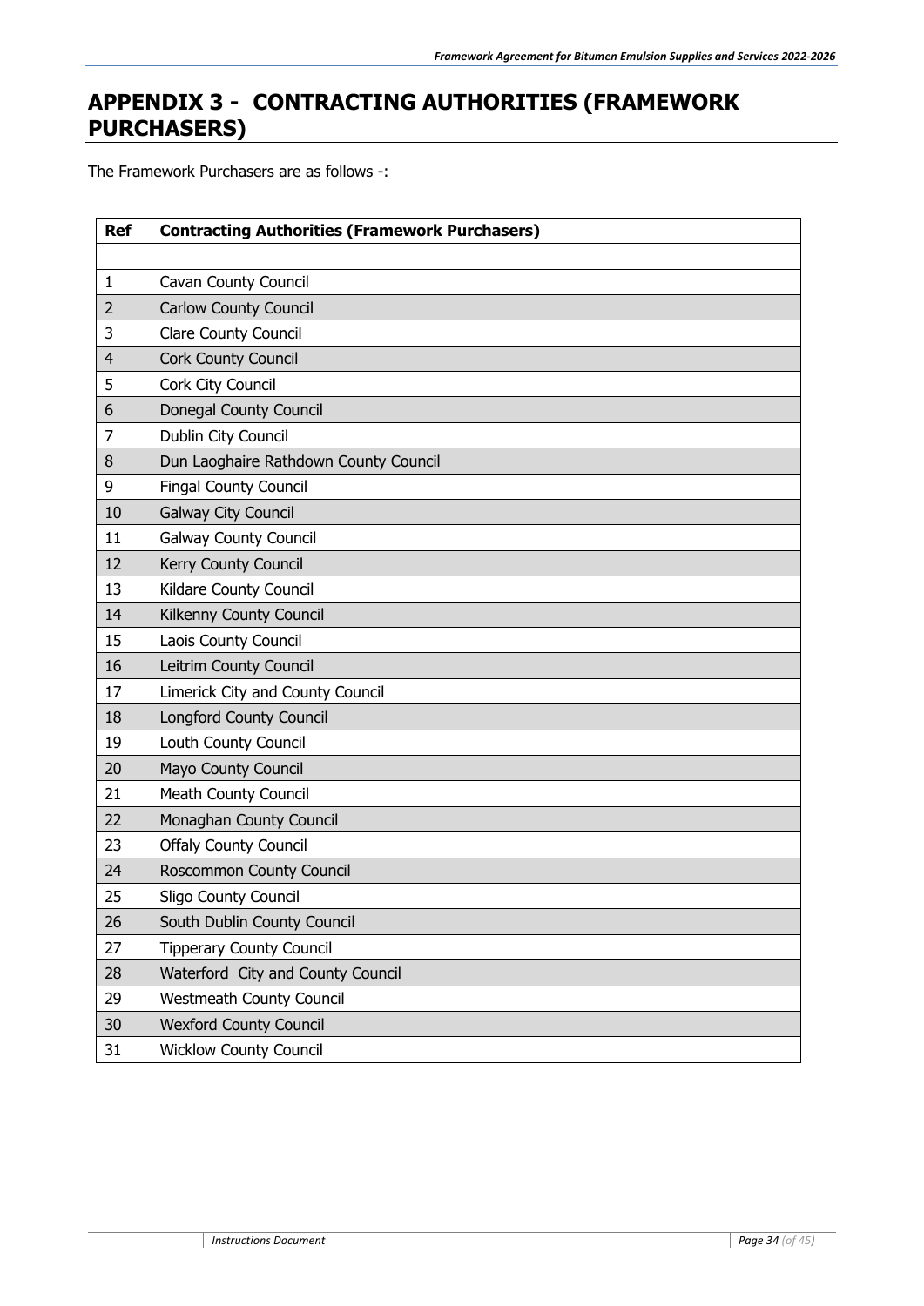# APPENDIX 3 - CONTRACTING AUTHORITIES (FRAMEWORK PURCHASERS)

The Framework Purchasers are as follows -:

| Ref | Contracting Authorities (Framework Purchasers) |
|---|---|
| | |
| 1 | Cavan County Council |
| 2 | Carlow County Council |
| 3 | Clare County Council |
| 4 | Cork County Council |
| 5 | Cork City Council |
| 6 | Donegal County Council |
| 7 | Dublin City Council |
| 8 | Dun Laoghaire Rathdown County Council |
| 9 | Fingal County Council |
| 10 | Galway City Council |
| 11 | Galway County Council |
| 12 | Kerry County Council |
| 13 | Kildare County Council |
| 14 | Kilkenny County Council |
| 15 | Laois County Council |
| 16 | Leitrim County Council |
| 17 | Limerick City and County Council |
| 18 | Longford County Council |
| 19 | Louth County Council |
| 20 | Mayo County Council |
| 21 | Meath County Council |
| 22 | Monaghan County Council |
| 23 | Offaly County Council |
| 24 | Roscommon County Council |
| 25 | Sligo County Council |
| 26 | South Dublin County Council |
| 27 | Tipperary County Council |
| 28 | Waterford City and County Council |
| 29 | Westmeath County Council |
| 30 | Wexford County Council |
| 31 | Wicklow County Council |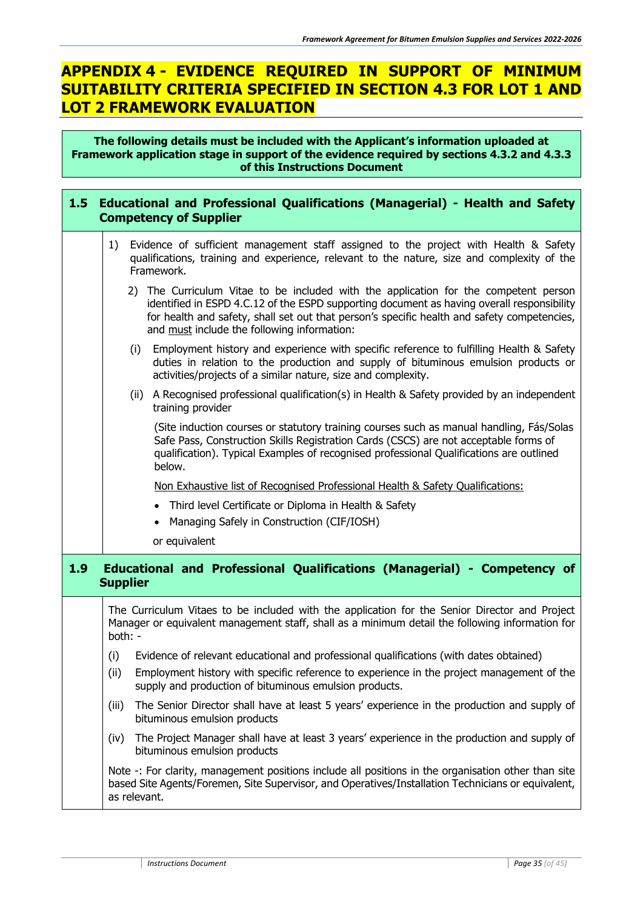# APPENDIX 4 - EVIDENCE REQUIRED IN SUPPORT OF MINIMUM SUITABILITY CRITERIA SPECIFIED IN SECTION 4.3 FOR LOT 1 AND LOT 2 FRAMEWORK EVALUATION

**The following details must be included with the Applicant's information uploaded at Framework application stage in support of the evidence required by sections 4.3.2 and 4.3.3 of this Instructions Document**

## 1.5 Educational and Professional Qualifications (Managerial) - Health and Safety Competency of Supplier

1) Evidence of sufficient management staff assigned to the project with Health & Safety qualifications, training and experience, relevant to the nature, size and complexity of the Framework.

2) The Curriculum Vitae to be included with the application for the competent person identified in ESPD 4.C.12 of the ESPD supporting document as having overall responsibility for health and safety, shall set out that person's specific health and safety competencies, and <u>must</u> include the following information:

(i) Employment history and experience with specific reference to fulfilling Health & Safety duties in relation to the production and supply of bituminous emulsion products or activities/projects of a similar nature, size and complexity.

(ii) A Recognised professional qualification(s) in Health & Safety provided by an independent training provider

(Site induction courses or statutory training courses such as manual handling, Fás/Solas Safe Pass, Construction Skills Registration Cards (CSCS) are not acceptable forms of qualification). Typical Examples of recognised professional Qualifications are outlined below.

<u>Non Exhaustive list of Recognised Professional Health & Safety Qualifications:</u>

- Third level Certificate or Diploma in Health & Safety
- Managing Safely in Construction (CIF/IOSH)

or equivalent

## 1.9 Educational and Professional Qualifications (Managerial) - Competency of Supplier

The Curriculum Vitaes to be included with the application for the Senior Director and Project Manager or equivalent management staff, shall as a minimum detail the following information for both: -

(i) Evidence of relevant educational and professional qualifications (with dates obtained)

(ii) Employment history with specific reference to experience in the project management of the supply and production of bituminous emulsion products.

(iii) The Senior Director shall have at least 5 years' experience in the production and supply of bituminous emulsion products

(iv) The Project Manager shall have at least 3 years' experience in the production and supply of bituminous emulsion products

Note -: For clarity, management positions include all positions in the organisation other than site based Site Agents/Foremen, Site Supervisor, and Operatives/Installation Technicians or equivalent, as relevant.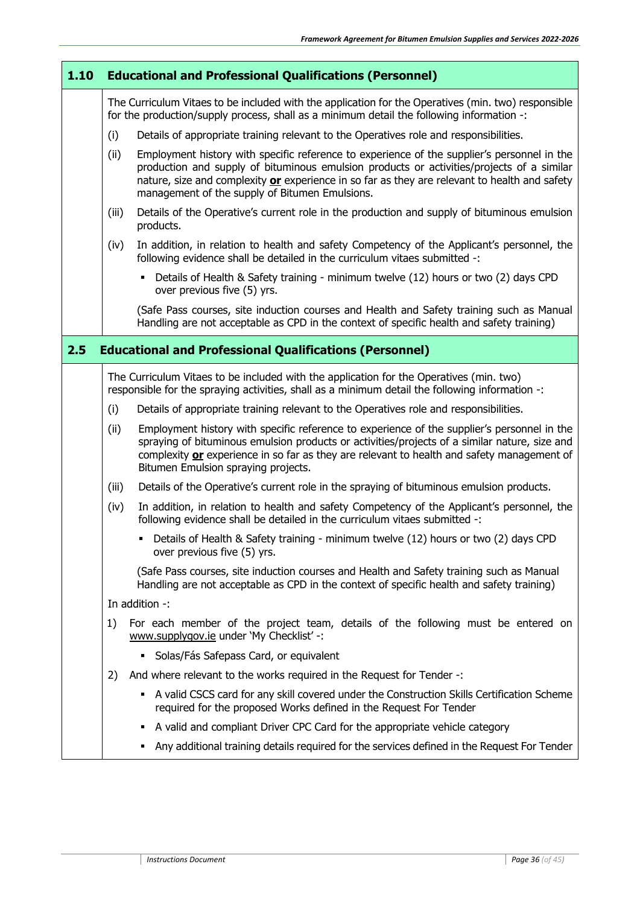## 1.10 Educational and Professional Qualifications (Personnel)

The Curriculum Vitaes to be included with the application for the Operatives (min. two) responsible for the production/supply process, shall as a minimum detail the following information -:

(i) Details of appropriate training relevant to the Operatives role and responsibilities.

(ii) Employment history with specific reference to experience of the supplier's personnel in the production and supply of bituminous emulsion products or activities/projects of a similar nature, size and complexity **or** experience in so far as they are relevant to health and safety management of the supply of Bitumen Emulsions.

(iii) Details of the Operative's current role in the production and supply of bituminous emulsion products.

(iv) In addition, in relation to health and safety Competency of the Applicant's personnel, the following evidence shall be detailed in the curriculum vitaes submitted -:

- Details of Health & Safety training - minimum twelve (12) hours or two (2) days CPD over previous five (5) yrs.

(Safe Pass courses, site induction courses and Health and Safety training such as Manual Handling are not acceptable as CPD in the context of specific health and safety training)

## 2.5 Educational and Professional Qualifications (Personnel)

The Curriculum Vitaes to be included with the application for the Operatives (min. two) responsible for the spraying activities, shall as a minimum detail the following information -:

(i) Details of appropriate training relevant to the Operatives role and responsibilities.

(ii) Employment history with specific reference to experience of the supplier's personnel in the spraying of bituminous emulsion products or activities/projects of a similar nature, size and complexity **or** experience in so far as they are relevant to health and safety management of Bitumen Emulsion spraying projects.

(iii) Details of the Operative's current role in the spraying of bituminous emulsion products.

(iv) In addition, in relation to health and safety Competency of the Applicant's personnel, the following evidence shall be detailed in the curriculum vitaes submitted -:

- Details of Health & Safety training - minimum twelve (12) hours or two (2) days CPD over previous five (5) yrs.

(Safe Pass courses, site induction courses and Health and Safety training such as Manual Handling are not acceptable as CPD in the context of specific health and safety training)

In addition -:

1) For each member of the project team, details of the following must be entered on www.supplygov.ie under 'My Checklist' -:

- Solas/Fás Safepass Card, or equivalent

2) And where relevant to the works required in the Request for Tender -:

- A valid CSCS card for any skill covered under the Construction Skills Certification Scheme required for the proposed Works defined in the Request For Tender
- A valid and compliant Driver CPC Card for the appropriate vehicle category
- Any additional training details required for the services defined in the Request For Tender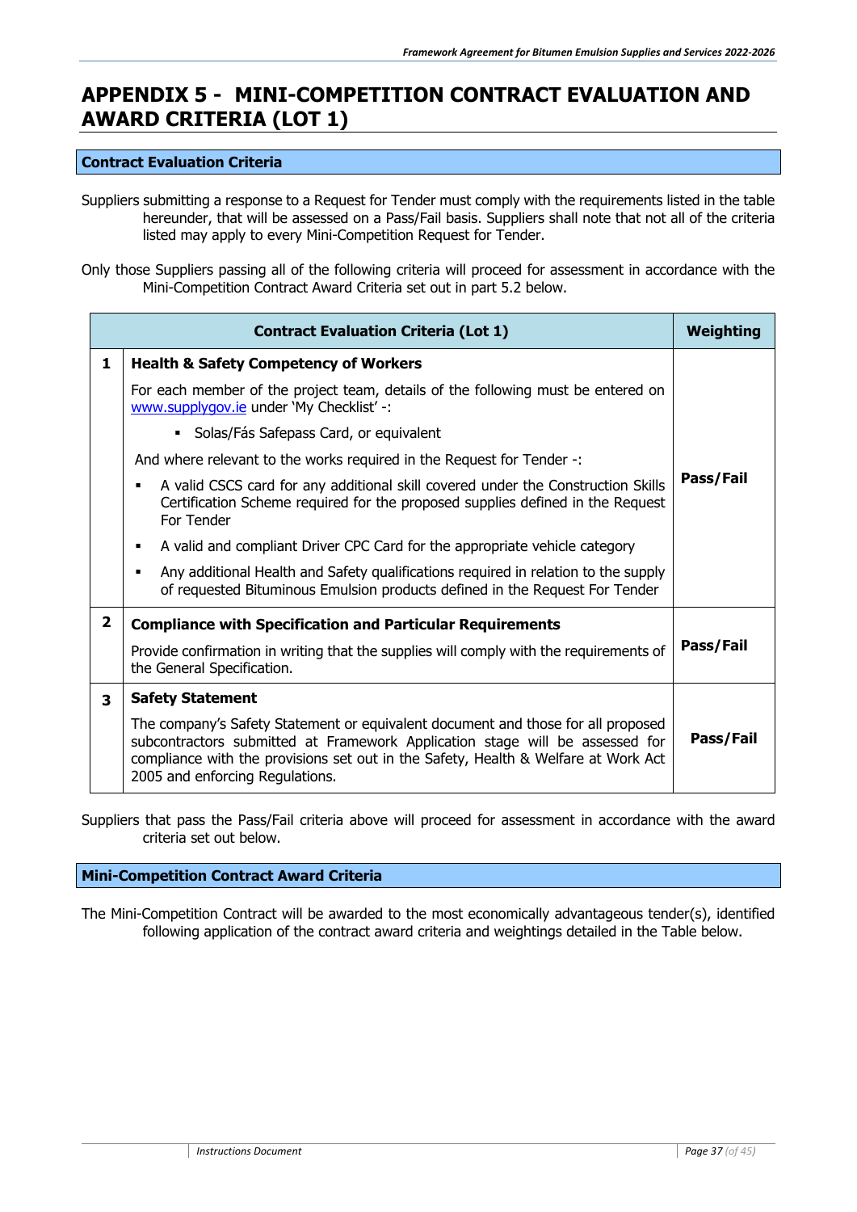# APPENDIX 5 - MINI-COMPETITION CONTRACT EVALUATION AND AWARD CRITERIA (LOT 1)

## Contract Evaluation Criteria

Suppliers submitting a response to a Request for Tender must comply with the requirements listed in the table hereunder, that will be assessed on a Pass/Fail basis. Suppliers shall note that not all of the criteria listed may apply to every Mini-Competition Request for Tender.

Only those Suppliers passing all of the following criteria will proceed for assessment in accordance with the Mini-Competition Contract Award Criteria set out in part 5.2 below.

| | Contract Evaluation Criteria (Lot 1) | Weighting |
|---|---|---|
| 1 | **Health & Safety Competency of Workers**<br>For each member of the project team, details of the following must be entered on www.supplygov.ie under 'My Checklist' -:<br>▪ Solas/Fás Safepass Card, or equivalent<br>And where relevant to the works required in the Request for Tender -:<br>▪ A valid CSCS card for any additional skill covered under the Construction Skills Certification Scheme required for the proposed supplies defined in the Request For Tender<br>▪ A valid and compliant Driver CPC Card for the appropriate vehicle category<br>▪ Any additional Health and Safety qualifications required in relation to the supply of requested Bituminous Emulsion products defined in the Request For Tender | **Pass/Fail** |
| 2 | **Compliance with Specification and Particular Requirements**<br>Provide confirmation in writing that the supplies will comply with the requirements of the General Specification. | **Pass/Fail** |
| 3 | **Safety Statement**<br>The company's Safety Statement or equivalent document and those for all proposed subcontractors submitted at Framework Application stage will be assessed for compliance with the provisions set out in the Safety, Health & Welfare at Work Act 2005 and enforcing Regulations. | **Pass/Fail** |

Suppliers that pass the Pass/Fail criteria above will proceed for assessment in accordance with the award criteria set out below.

## Mini-Competition Contract Award Criteria

The Mini-Competition Contract will be awarded to the most economically advantageous tender(s), identified following application of the contract award criteria and weightings detailed in the Table below.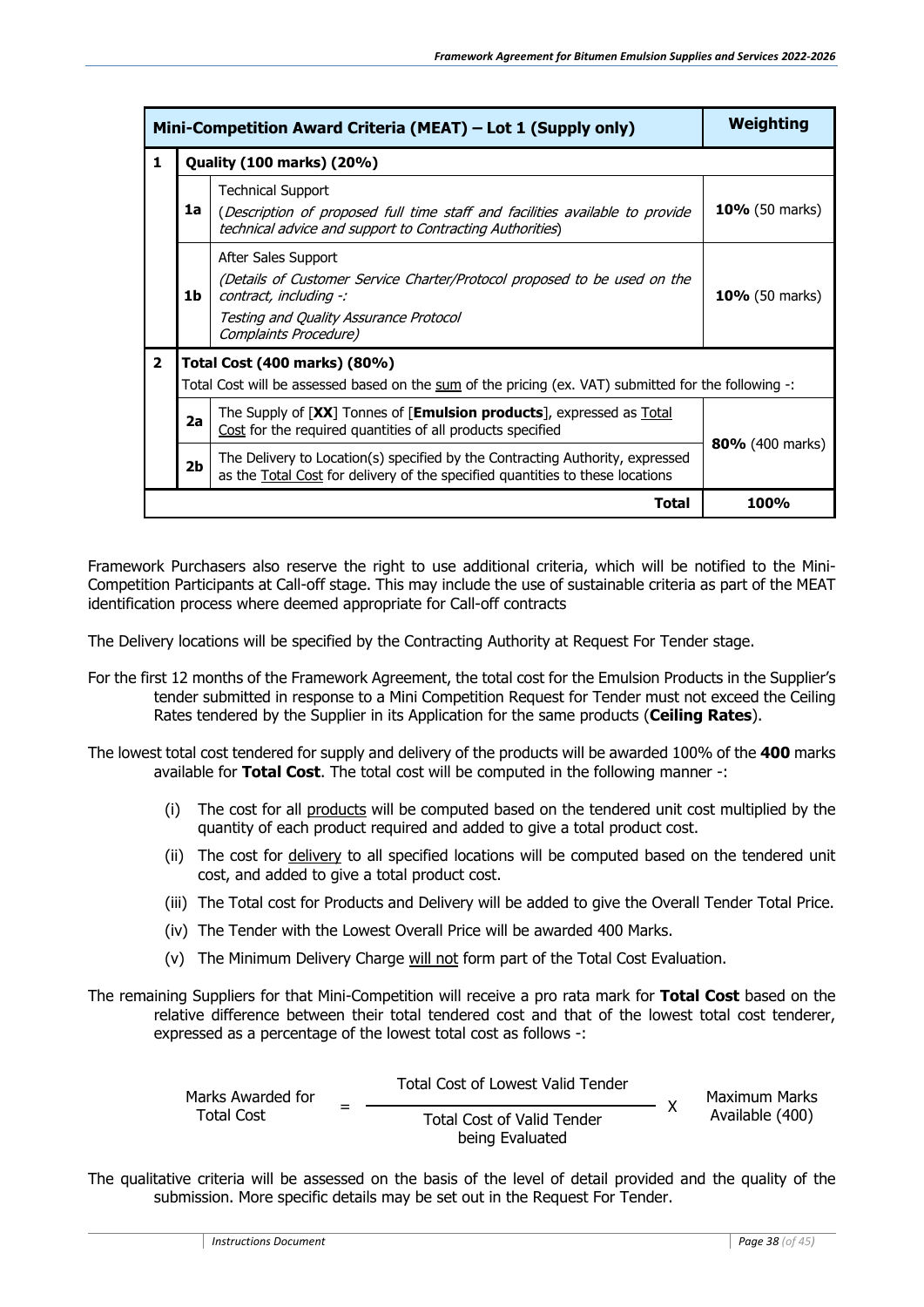| | | Mini-Competition Award Criteria (MEAT) – Lot 1 (Supply only) | Weighting |
|---|---|---|---|
| **1** | **Quality (100 marks) (20%)** | | |
| | **1a** | Technical Support<br>(*Description of proposed full time staff and facilities available to provide technical advice and support to Contracting Authorities*) | **10%** (50 marks) |
| | **1b** | After Sales Support<br>*(Details of Customer Service Charter/Protocol proposed to be used on the contract, including -:*<br>*Testing and Quality Assurance Protocol*<br>*Complaints Procedure)* | **10%** (50 marks) |
| **2** | **Total Cost (400 marks) (80%)**<br>Total Cost will be assessed based on the sum of the pricing (ex. VAT) submitted for the following -: | | |
| | **2a** | The Supply of [**XX**] Tonnes of [**Emulsion products**], expressed as Total Cost for the required quantities of all products specified | **80%** (400 marks) |
| | **2b** | The Delivery to Location(s) specified by the Contracting Authority, expressed as the Total Cost for delivery of the specified quantities to these locations | |
| | | **Total** | **100%** |

Framework Purchasers also reserve the right to use additional criteria, which will be notified to the Mini-Competition Participants at Call-off stage. This may include the use of sustainable criteria as part of the MEAT identification process where deemed appropriate for Call-off contracts

The Delivery locations will be specified by the Contracting Authority at Request For Tender stage.

For the first 12 months of the Framework Agreement, the total cost for the Emulsion Products in the Supplier's tender submitted in response to a Mini Competition Request for Tender must not exceed the Ceiling Rates tendered by the Supplier in its Application for the same products (**Ceiling Rates**).

The lowest total cost tendered for supply and delivery of the products will be awarded 100% of the **400** marks available for **Total Cost**. The total cost will be computed in the following manner -:

(i) The cost for all products will be computed based on the tendered unit cost multiplied by the quantity of each product required and added to give a total product cost.

(ii) The cost for delivery to all specified locations will be computed based on the tendered unit cost, and added to give a total product cost.

(iii) The Total cost for Products and Delivery will be added to give the Overall Tender Total Price.

(iv) The Tender with the Lowest Overall Price will be awarded 400 Marks.

(v) The Minimum Delivery Charge will not form part of the Total Cost Evaluation.

The remaining Suppliers for that Mini-Competition will receive a pro rata mark for **Total Cost** based on the relative difference between their total tendered cost and that of the lowest total cost tenderer, expressed as a percentage of the lowest total cost as follows -:

$$\text{Marks Awarded for Total Cost} = \frac{\text{Total Cost of Lowest Valid Tender}}{\text{Total Cost of Valid Tender being Evaluated}} \times \text{Maximum Marks Available (400)}$$

The qualitative criteria will be assessed on the basis of the level of detail provided and the quality of the submission. More specific details may be set out in the Request For Tender.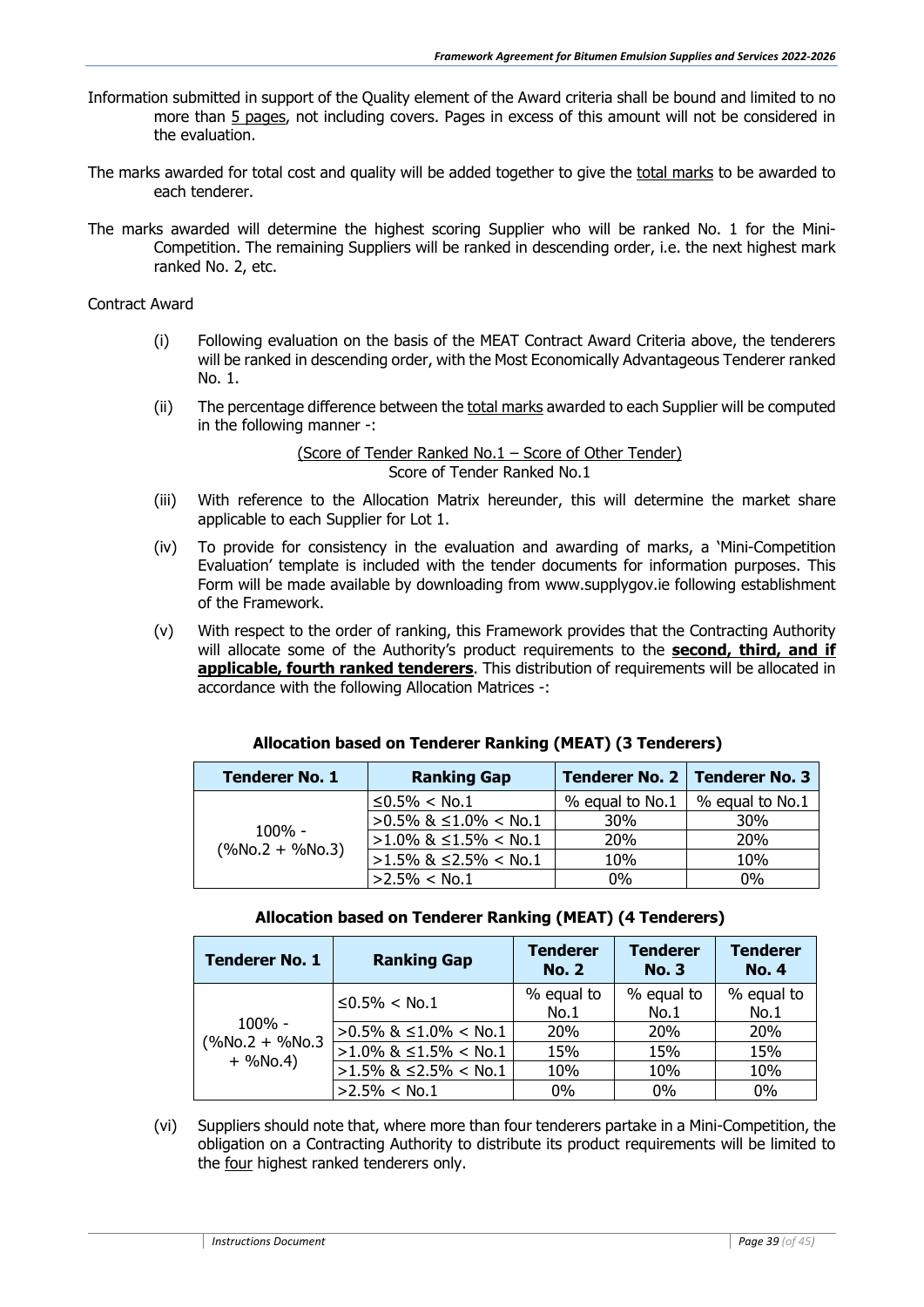Information submitted in support of the Quality element of the Award criteria shall be bound and limited to no more than 5 pages, not including covers. Pages in excess of this amount will not be considered in the evaluation.

The marks awarded for total cost and quality will be added together to give the total marks to be awarded to each tenderer.

The marks awarded will determine the highest scoring Supplier who will be ranked No. 1 for the Mini-Competition. The remaining Suppliers will be ranked in descending order, i.e. the next highest mark ranked No. 2, etc.

Contract Award

(i) Following evaluation on the basis of the MEAT Contract Award Criteria above, the tenderers will be ranked in descending order, with the Most Economically Advantageous Tenderer ranked No. 1.

(ii) The percentage difference between the total marks awarded to each Supplier will be computed in the following manner -:

$$\frac{\text{Score of Tender Ranked No.1} - \text{Score of Other Tender}}{\text{Score of Tender Ranked No.1}}$$

(iii) With reference to the Allocation Matrix hereunder, this will determine the market share applicable to each Supplier for Lot 1.

(iv) To provide for consistency in the evaluation and awarding of marks, a 'Mini-Competition Evaluation' template is included with the tender documents for information purposes. This Form will be made available by downloading from www.supplygov.ie following establishment of the Framework.

(v) With respect to the order of ranking, this Framework provides that the Contracting Authority will allocate some of the Authority's product requirements to the **second, third, and if applicable, fourth ranked tenderers**. This distribution of requirements will be allocated in accordance with the following Allocation Matrices -:

**Allocation based on Tenderer Ranking (MEAT) (3 Tenderers)**

| Tenderer No. 1 | Ranking Gap | Tenderer No. 2 | Tenderer No. 3 |
|---|---|---|---|
| 100% - (%No.2 + %No.3) | ≤0.5% < No.1 | % equal to No.1 | % equal to No.1 |
| | >0.5% & ≤1.0% < No.1 | 30% | 30% |
| | >1.0% & ≤1.5% < No.1 | 20% | 20% |
| | >1.5% & ≤2.5% < No.1 | 10% | 10% |
| | >2.5% < No.1 | 0% | 0% |

**Allocation based on Tenderer Ranking (MEAT) (4 Tenderers)**

| Tenderer No. 1 | Ranking Gap | Tenderer No. 2 | Tenderer No. 3 | Tenderer No. 4 |
|---|---|---|---|---|
| 100% - (%No.2 + %No.3 + %No.4) | ≤0.5% < No.1 | % equal to No.1 | % equal to No.1 | % equal to No.1 |
| | >0.5% & ≤1.0% < No.1 | 20% | 20% | 20% |
| | >1.0% & ≤1.5% < No.1 | 15% | 15% | 15% |
| | >1.5% & ≤2.5% < No.1 | 10% | 10% | 10% |
| | >2.5% < No.1 | 0% | 0% | 0% |

(vi) Suppliers should note that, where more than four tenderers partake in a Mini-Competition, the obligation on a Contracting Authority to distribute its product requirements will be limited to the four highest ranked tenderers only.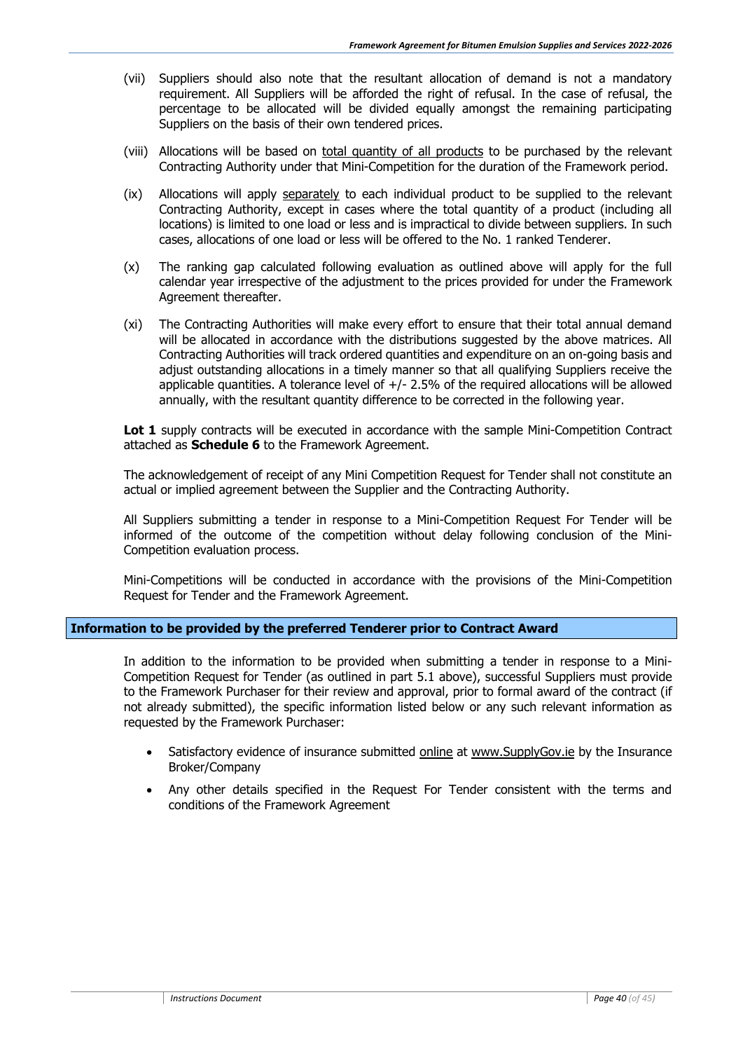(vii) Suppliers should also note that the resultant allocation of demand is not a mandatory requirement. All Suppliers will be afforded the right of refusal. In the case of refusal, the percentage to be allocated will be divided equally amongst the remaining participating Suppliers on the basis of their own tendered prices.

(viii) Allocations will be based on total quantity of all products to be purchased by the relevant Contracting Authority under that Mini-Competition for the duration of the Framework period.

(ix) Allocations will apply separately to each individual product to be supplied to the relevant Contracting Authority, except in cases where the total quantity of a product (including all locations) is limited to one load or less and is impractical to divide between suppliers. In such cases, allocations of one load or less will be offered to the No. 1 ranked Tenderer.

(x) The ranking gap calculated following evaluation as outlined above will apply for the full calendar year irrespective of the adjustment to the prices provided for under the Framework Agreement thereafter.

(xi) The Contracting Authorities will make every effort to ensure that their total annual demand will be allocated in accordance with the distributions suggested by the above matrices. All Contracting Authorities will track ordered quantities and expenditure on an on-going basis and adjust outstanding allocations in a timely manner so that all qualifying Suppliers receive the applicable quantities. A tolerance level of +/- 2.5% of the required allocations will be allowed annually, with the resultant quantity difference to be corrected in the following year.

**Lot 1** supply contracts will be executed in accordance with the sample Mini-Competition Contract attached as **Schedule 6** to the Framework Agreement.

The acknowledgement of receipt of any Mini Competition Request for Tender shall not constitute an actual or implied agreement between the Supplier and the Contracting Authority.

All Suppliers submitting a tender in response to a Mini-Competition Request For Tender will be informed of the outcome of the competition without delay following conclusion of the Mini-Competition evaluation process.

Mini-Competitions will be conducted in accordance with the provisions of the Mini-Competition Request for Tender and the Framework Agreement.

## Information to be provided by the preferred Tenderer prior to Contract Award

In addition to the information to be provided when submitting a tender in response to a Mini-Competition Request for Tender (as outlined in part 5.1 above), successful Suppliers must provide to the Framework Purchaser for their review and approval, prior to formal award of the contract (if not already submitted), the specific information listed below or any such relevant information as requested by the Framework Purchaser:

- Satisfactory evidence of insurance submitted online at www.SupplyGov.ie by the Insurance Broker/Company
- Any other details specified in the Request For Tender consistent with the terms and conditions of the Framework Agreement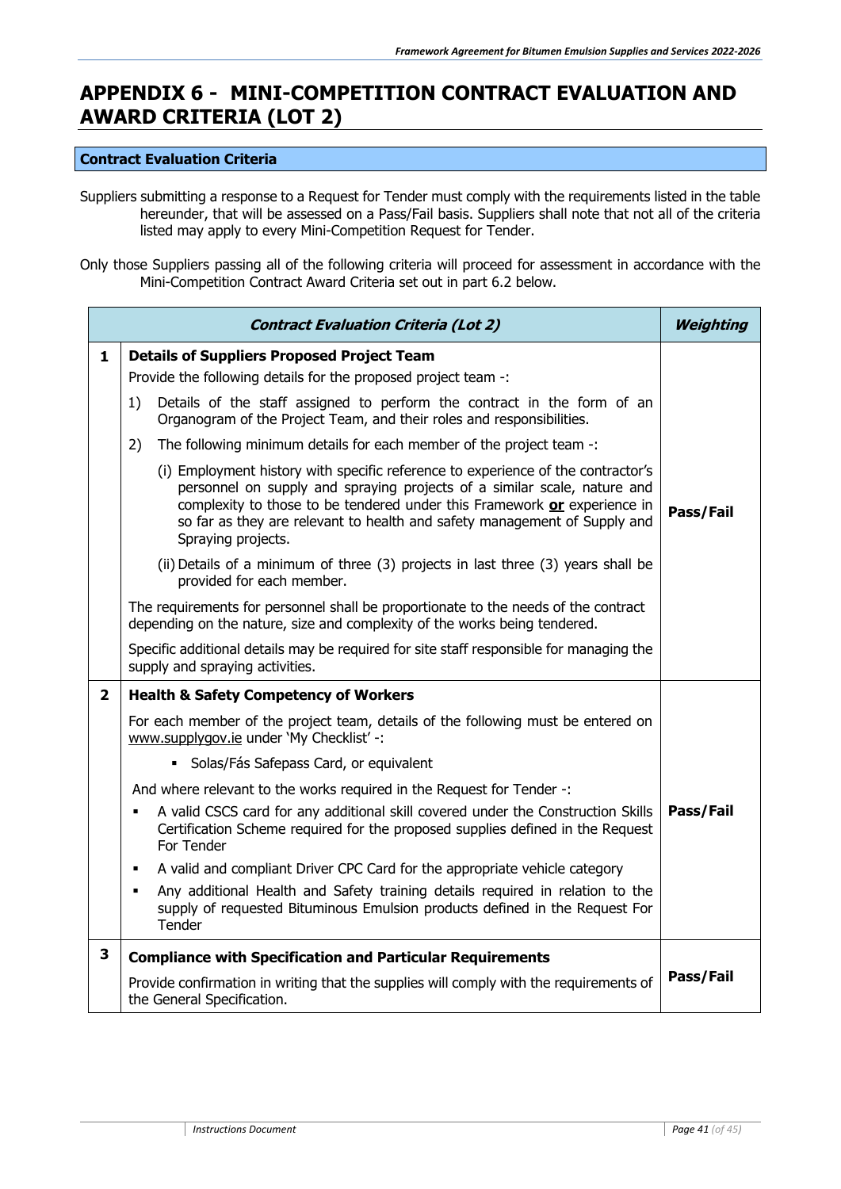# APPENDIX 6 - MINI-COMPETITION CONTRACT EVALUATION AND AWARD CRITERIA (LOT 2)

## Contract Evaluation Criteria

Suppliers submitting a response to a Request for Tender must comply with the requirements listed in the table hereunder, that will be assessed on a Pass/Fail basis. Suppliers shall note that not all of the criteria listed may apply to every Mini-Competition Request for Tender.

Only those Suppliers passing all of the following criteria will proceed for assessment in accordance with the Mini-Competition Contract Award Criteria set out in part 6.2 below.

| | *Contract Evaluation Criteria (Lot 2)* | *Weighting* |
|---|---|---|
| **1** | **Details of Suppliers Proposed Project Team**<br>Provide the following details for the proposed project team -:<br>1) Details of the staff assigned to perform the contract in the form of an Organogram of the Project Team, and their roles and responsibilities.<br>2) The following minimum details for each member of the project team -:<br>(i) Employment history with specific reference to experience of the contractor's personnel on supply and spraying projects of a similar scale, nature and complexity to those to be tendered under this Framework **or** experience in so far as they are relevant to health and safety management of Supply and Spraying projects.<br>(ii) Details of a minimum of three (3) projects in last three (3) years shall be provided for each member.<br>The requirements for personnel shall be proportionate to the needs of the contract depending on the nature, size and complexity of the works being tendered.<br>Specific additional details may be required for site staff responsible for managing the supply and spraying activities. | **Pass/Fail** |
| **2** | **Health & Safety Competency of Workers**<br>For each member of the project team, details of the following must be entered on www.supplygov.ie under 'My Checklist' -:<br>▪ Solas/Fás Safepass Card, or equivalent<br>And where relevant to the works required in the Request for Tender -:<br>▪ A valid CSCS card for any additional skill covered under the Construction Skills Certification Scheme required for the proposed supplies defined in the Request For Tender<br>▪ A valid and compliant Driver CPC Card for the appropriate vehicle category<br>▪ Any additional Health and Safety training details required in relation to the supply of requested Bituminous Emulsion products defined in the Request For Tender | **Pass/Fail** |
| **3** | **Compliance with Specification and Particular Requirements**<br>Provide confirmation in writing that the supplies will comply with the requirements of the General Specification. | **Pass/Fail** |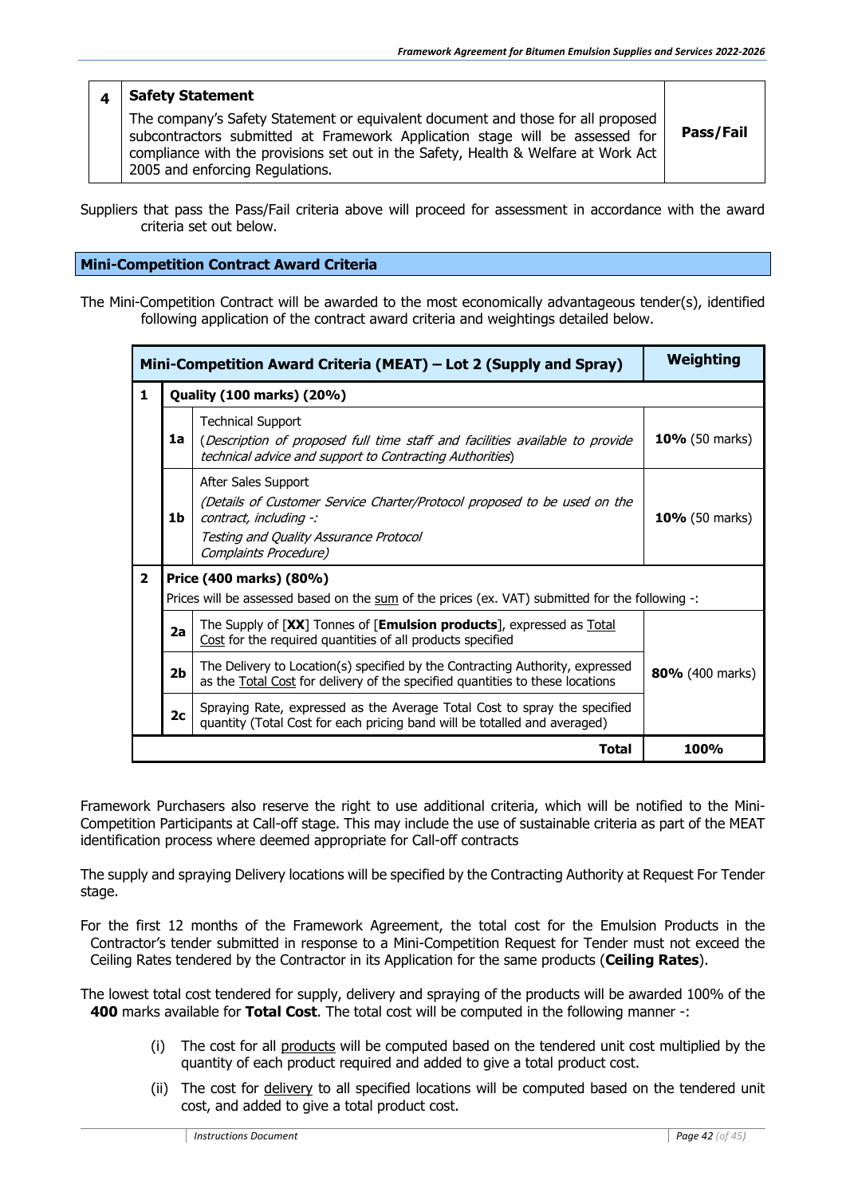| 4 | **Safety Statement**<br>The company's Safety Statement or equivalent document and those for all proposed subcontractors submitted at Framework Application stage will be assessed for compliance with the provisions set out in the Safety, Health & Welfare at Work Act 2005 and enforcing Regulations. | **Pass/Fail** |
|---|---|---|

Suppliers that pass the Pass/Fail criteria above will proceed for assessment in accordance with the award criteria set out below.

## Mini-Competition Contract Award Criteria

The Mini-Competition Contract will be awarded to the most economically advantageous tender(s), identified following application of the contract award criteria and weightings detailed below.

| **Mini-Competition Award Criteria (MEAT) – Lot 2 (Supply and Spray)** | | | **Weighting** |
|---|---|---|---|
| **1** | **Quality (100 marks) (20%)** | | |
| | **1a** | Technical Support<br>*(Description of proposed full time staff and facilities available to provide technical advice and support to Contracting Authorities)* | **10%** (50 marks) |
| | **1b** | After Sales Support<br>*(Details of Customer Service Charter/Protocol proposed to be used on the contract, including -:*<br>*Testing and Quality Assurance Protocol*<br>*Complaints Procedure)* | **10%** (50 marks) |
| **2** | **Price (400 marks) (80%)**<br>Prices will be assessed based on the sum of the prices (ex. VAT) submitted for the following -: | | |
| | **2a** | The Supply of [**XX**] Tonnes of [**Emulsion products**], expressed as Total Cost for the required quantities of all products specified | **80%** (400 marks) |
| | **2b** | The Delivery to Location(s) specified by the Contracting Authority, expressed as the Total Cost for delivery of the specified quantities to these locations | |
| | **2c** | Spraying Rate, expressed as the Average Total Cost to spray the specified quantity (Total Cost for each pricing band will be totalled and averaged) | |
| | | **Total** | **100%** |

Framework Purchasers also reserve the right to use additional criteria, which will be notified to the Mini-Competition Participants at Call-off stage. This may include the use of sustainable criteria as part of the MEAT identification process where deemed appropriate for Call-off contracts

The supply and spraying Delivery locations will be specified by the Contracting Authority at Request For Tender stage.

For the first 12 months of the Framework Agreement, the total cost for the Emulsion Products in the Contractor's tender submitted in response to a Mini-Competition Request for Tender must not exceed the Ceiling Rates tendered by the Contractor in its Application for the same products (**Ceiling Rates**).

The lowest total cost tendered for supply, delivery and spraying of the products will be awarded 100% of the **400** marks available for **Total Cost**. The total cost will be computed in the following manner -:

(i) The cost for all products will be computed based on the tendered unit cost multiplied by the quantity of each product required and added to give a total product cost.

(ii) The cost for delivery to all specified locations will be computed based on the tendered unit cost, and added to give a total product cost.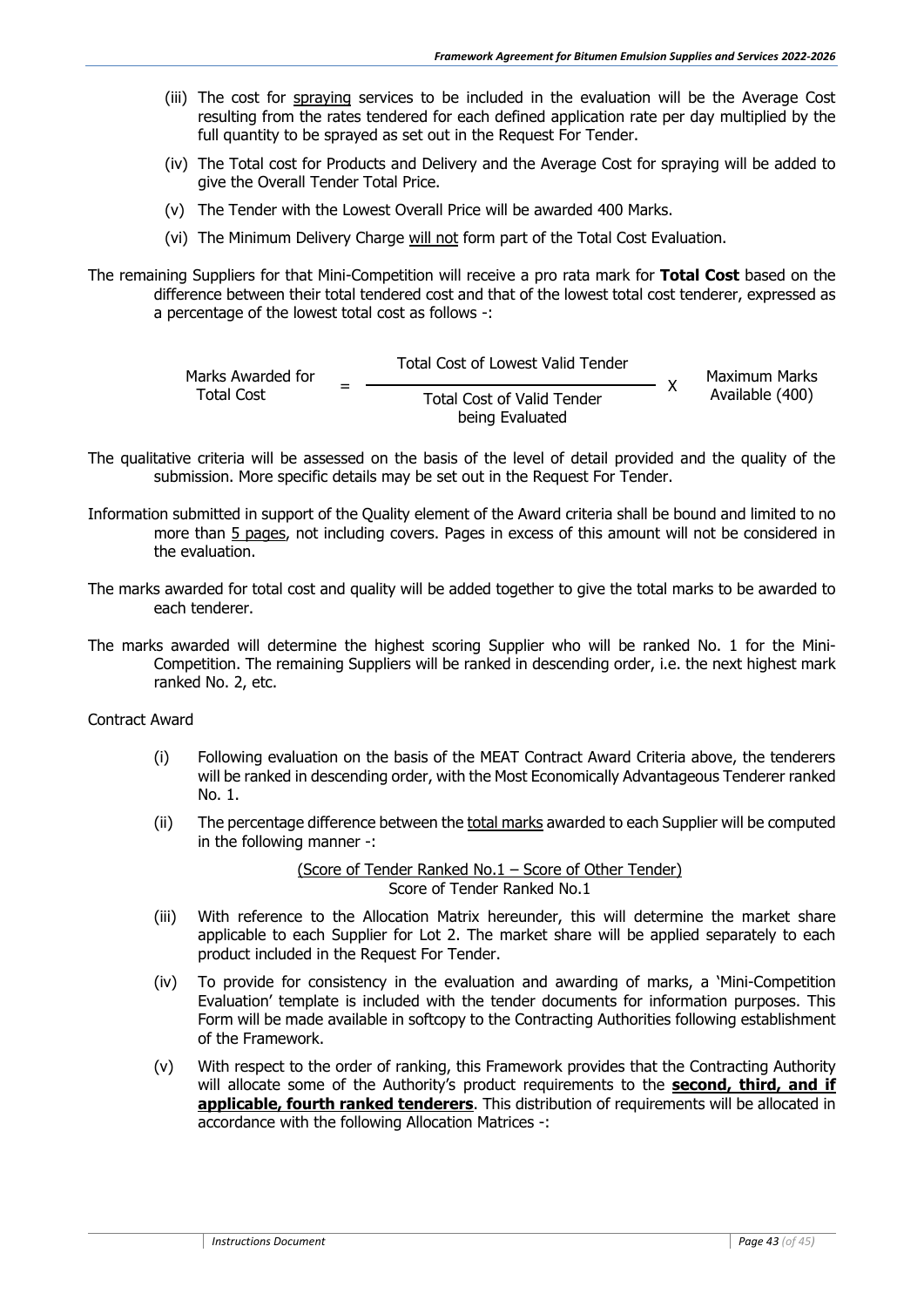(iii) The cost for spraying services to be included in the evaluation will be the Average Cost resulting from the rates tendered for each defined application rate per day multiplied by the full quantity to be sprayed as set out in the Request For Tender.

(iv) The Total cost for Products and Delivery and the Average Cost for spraying will be added to give the Overall Tender Total Price.

(v) The Tender with the Lowest Overall Price will be awarded 400 Marks.

(vi) The Minimum Delivery Charge will not form part of the Total Cost Evaluation.

The remaining Suppliers for that Mini-Competition will receive a pro rata mark for **Total Cost** based on the difference between their total tendered cost and that of the lowest total cost tenderer, expressed as a percentage of the lowest total cost as follows -:

$$\text{Marks Awarded for Total Cost} = \frac{\text{Total Cost of Lowest Valid Tender}}{\text{Total Cost of Valid Tender being Evaluated}} \times \text{Maximum Marks Available (400)}$$

The qualitative criteria will be assessed on the basis of the level of detail provided and the quality of the submission. More specific details may be set out in the Request For Tender.

Information submitted in support of the Quality element of the Award criteria shall be bound and limited to no more than 5 pages, not including covers. Pages in excess of this amount will not be considered in the evaluation.

The marks awarded for total cost and quality will be added together to give the total marks to be awarded to each tenderer.

The marks awarded will determine the highest scoring Supplier who will be ranked No. 1 for the Mini-Competition. The remaining Suppliers will be ranked in descending order, i.e. the next highest mark ranked No. 2, etc.

Contract Award

(i) Following evaluation on the basis of the MEAT Contract Award Criteria above, the tenderers will be ranked in descending order, with the Most Economically Advantageous Tenderer ranked No. 1.

(ii) The percentage difference between the total marks awarded to each Supplier will be computed in the following manner -:

$$\frac{(\text{Score of Tender Ranked No.1} - \text{Score of Other Tender})}{\text{Score of Tender Ranked No.1}}$$

(iii) With reference to the Allocation Matrix hereunder, this will determine the market share applicable to each Supplier for Lot 2. The market share will be applied separately to each product included in the Request For Tender.

(iv) To provide for consistency in the evaluation and awarding of marks, a 'Mini-Competition Evaluation' template is included with the tender documents for information purposes. This Form will be made available in softcopy to the Contracting Authorities following establishment of the Framework.

(v) With respect to the order of ranking, this Framework provides that the Contracting Authority will allocate some of the Authority's product requirements to the **second, third, and if applicable, fourth ranked tenderers**. This distribution of requirements will be allocated in accordance with the following Allocation Matrices -: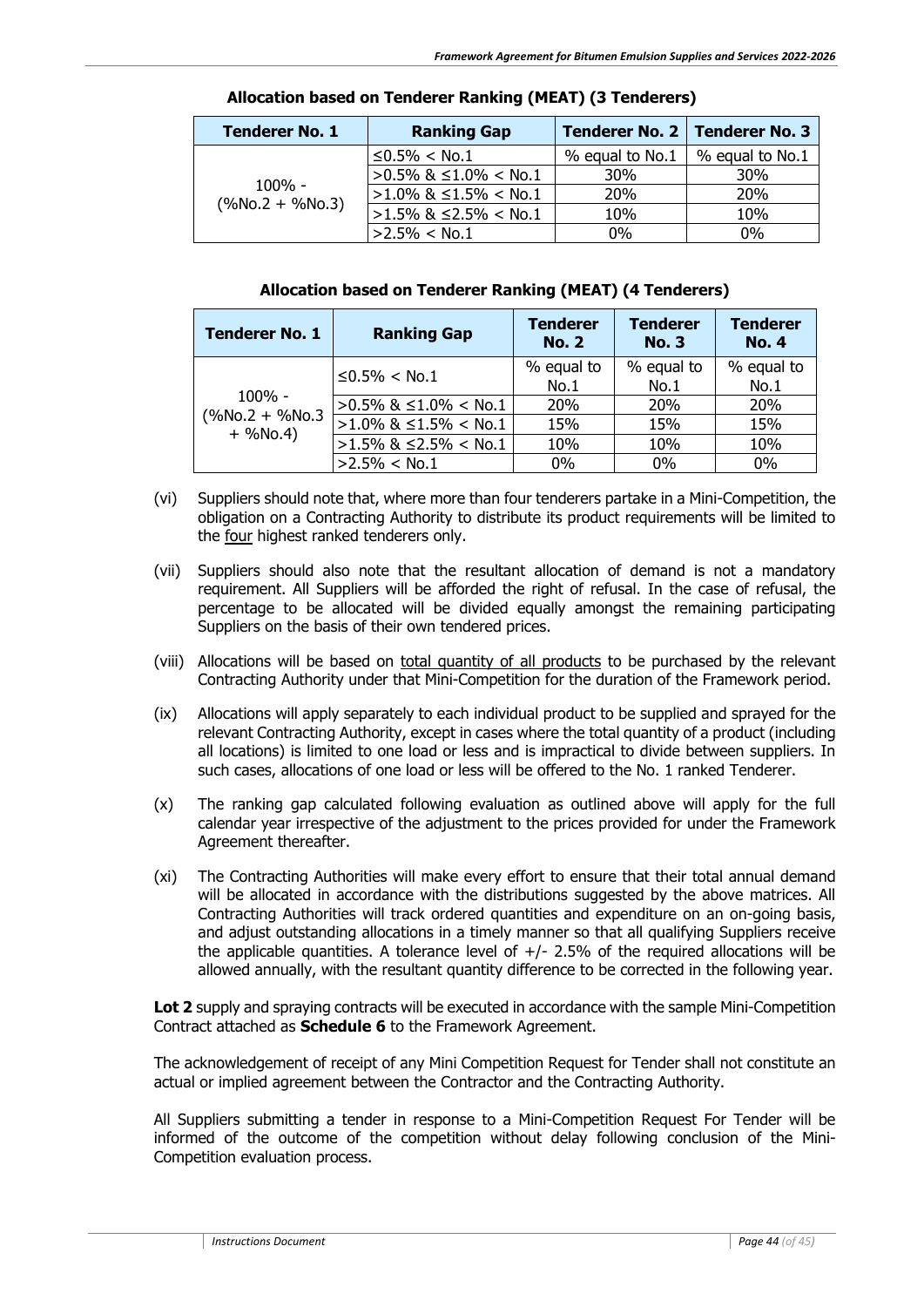**Allocation based on Tenderer Ranking (MEAT) (3 Tenderers)**

| Tenderer No. 1 | Ranking Gap | Tenderer No. 2 | Tenderer No. 3 |
|---|---|---|---|
| 100% - (%No.2 + %No.3) | ≤0.5% < No.1 | % equal to No.1 | % equal to No.1 |
| | >0.5% & ≤1.0% < No.1 | 30% | 30% |
| | >1.0% & ≤1.5% < No.1 | 20% | 20% |
| | >1.5% & ≤2.5% < No.1 | 10% | 10% |
| | >2.5% < No.1 | 0% | 0% |

**Allocation based on Tenderer Ranking (MEAT) (4 Tenderers)**

| Tenderer No. 1 | Ranking Gap | Tenderer No. 2 | Tenderer No. 3 | Tenderer No. 4 |
|---|---|---|---|---|
| 100% - (%No.2 + %No.3 + %No.4) | ≤0.5% < No.1 | % equal to No.1 | % equal to No.1 | % equal to No.1 |
| | >0.5% & ≤1.0% < No.1 | 20% | 20% | 20% |
| | >1.0% & ≤1.5% < No.1 | 15% | 15% | 15% |
| | >1.5% & ≤2.5% < No.1 | 10% | 10% | 10% |
| | >2.5% < No.1 | 0% | 0% | 0% |

(vi) Suppliers should note that, where more than four tenderers partake in a Mini-Competition, the obligation on a Contracting Authority to distribute its product requirements will be limited to the four highest ranked tenderers only.

(vii) Suppliers should also note that the resultant allocation of demand is not a mandatory requirement. All Suppliers will be afforded the right of refusal. In the case of refusal, the percentage to be allocated will be divided equally amongst the remaining participating Suppliers on the basis of their own tendered prices.

(viii) Allocations will be based on total quantity of all products to be purchased by the relevant Contracting Authority under that Mini-Competition for the duration of the Framework period.

(ix) Allocations will apply separately to each individual product to be supplied and sprayed for the relevant Contracting Authority, except in cases where the total quantity of a product (including all locations) is limited to one load or less and is impractical to divide between suppliers. In such cases, allocations of one load or less will be offered to the No. 1 ranked Tenderer.

(x) The ranking gap calculated following evaluation as outlined above will apply for the full calendar year irrespective of the adjustment to the prices provided for under the Framework Agreement thereafter.

(xi) The Contracting Authorities will make every effort to ensure that their total annual demand will be allocated in accordance with the distributions suggested by the above matrices. All Contracting Authorities will track ordered quantities and expenditure on an on-going basis, and adjust outstanding allocations in a timely manner so that all qualifying Suppliers receive the applicable quantities. A tolerance level of +/- 2.5% of the required allocations will be allowed annually, with the resultant quantity difference to be corrected in the following year.

**Lot 2** supply and spraying contracts will be executed in accordance with the sample Mini-Competition Contract attached as **Schedule 6** to the Framework Agreement.

The acknowledgement of receipt of any Mini Competition Request for Tender shall not constitute an actual or implied agreement between the Contractor and the Contracting Authority.

All Suppliers submitting a tender in response to a Mini-Competition Request For Tender will be informed of the outcome of the competition without delay following conclusion of the Mini-Competition evaluation process.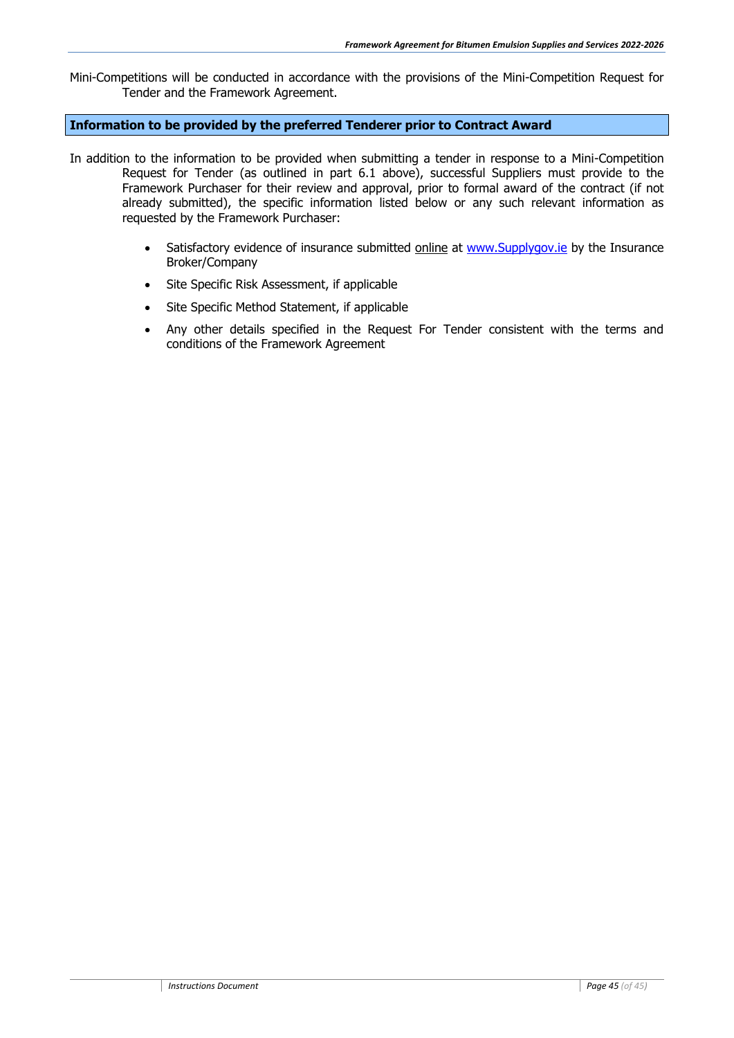Mini-Competitions will be conducted in accordance with the provisions of the Mini-Competition Request for Tender and the Framework Agreement.

## Information to be provided by the preferred Tenderer prior to Contract Award

In addition to the information to be provided when submitting a tender in response to a Mini-Competition Request for Tender (as outlined in part 6.1 above), successful Suppliers must provide to the Framework Purchaser for their review and approval, prior to formal award of the contract (if not already submitted), the specific information listed below or any such relevant information as requested by the Framework Purchaser:

- Satisfactory evidence of insurance submitted online at www.Supplygov.ie by the Insurance Broker/Company
- Site Specific Risk Assessment, if applicable
- Site Specific Method Statement, if applicable
- Any other details specified in the Request For Tender consistent with the terms and conditions of the Framework Agreement